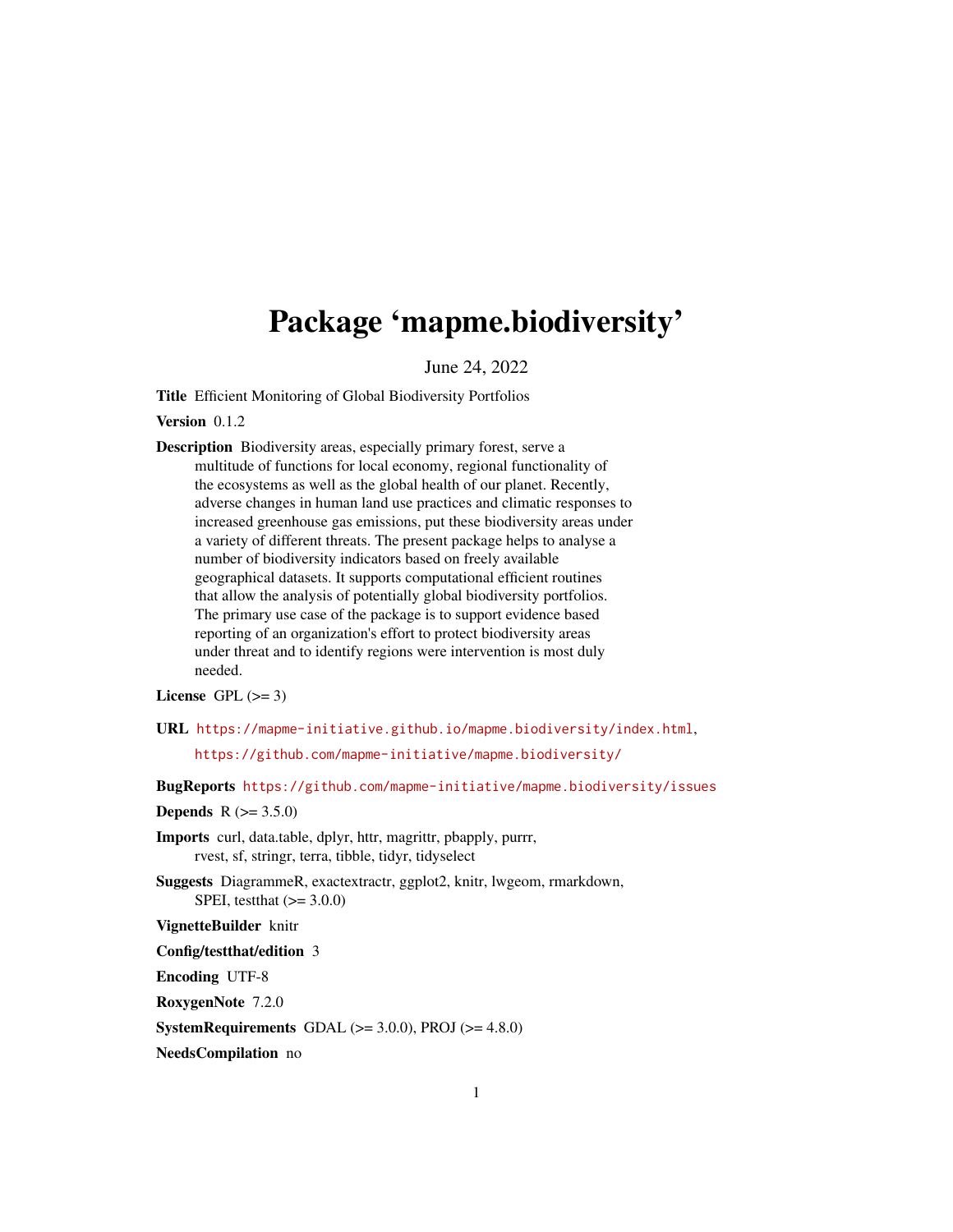# Package 'mapme.biodiversity'

June 24, 2022

**Title** Efficient Monitoring of Global Biodiversity Portfolios

**Version** 0.1.2

**Description** Biodiversity areas, especially primary forest, serve a multitude of functions for local economy, regional functionality of the ecosystems as well as the global health of our planet. Recently, adverse changes in human land use practices and climatic responses to increased greenhouse gas emissions, put these biodiversity areas under a variety of different threats. The present package helps to analyse a number of biodiversity indicators based on freely available geographical datasets. It supports computational efficient routines that allow the analysis of potentially global biodiversity portfolios. The primary use case of the package is to support evidence based reporting of an organization's effort to protect biodiversity areas under threat and to identify regions were intervention is most duly needed.

**License** GPL (>= 3)

**URL** https://mapme-initiative.github.io/mapme.biodiversity/index.html, https://github.com/mapme-initiative/mapme.biodiversity/

**BugReports** https://github.com/mapme-initiative/mapme.biodiversity/issues

**Depends** R (>= 3.5.0)

**Imports** curl, data.table, dplyr, httr, magrittr, pbapply, purrr, rvest, sf, stringr, terra, tibble, tidyr, tidyselect

**Suggests** DiagrammeR, exactextractr, ggplot2, knitr, lwgeom, rmarkdown, SPEI, testthat (>= 3.0.0)

**VignetteBuilder** knitr

**Config/testthat/edition** 3

**Encoding** UTF-8

**RoxygenNote** 7.2.0

**SystemRequirements** GDAL (>= 3.0.0), PROJ (>= 4.8.0)

**NeedsCompilation** no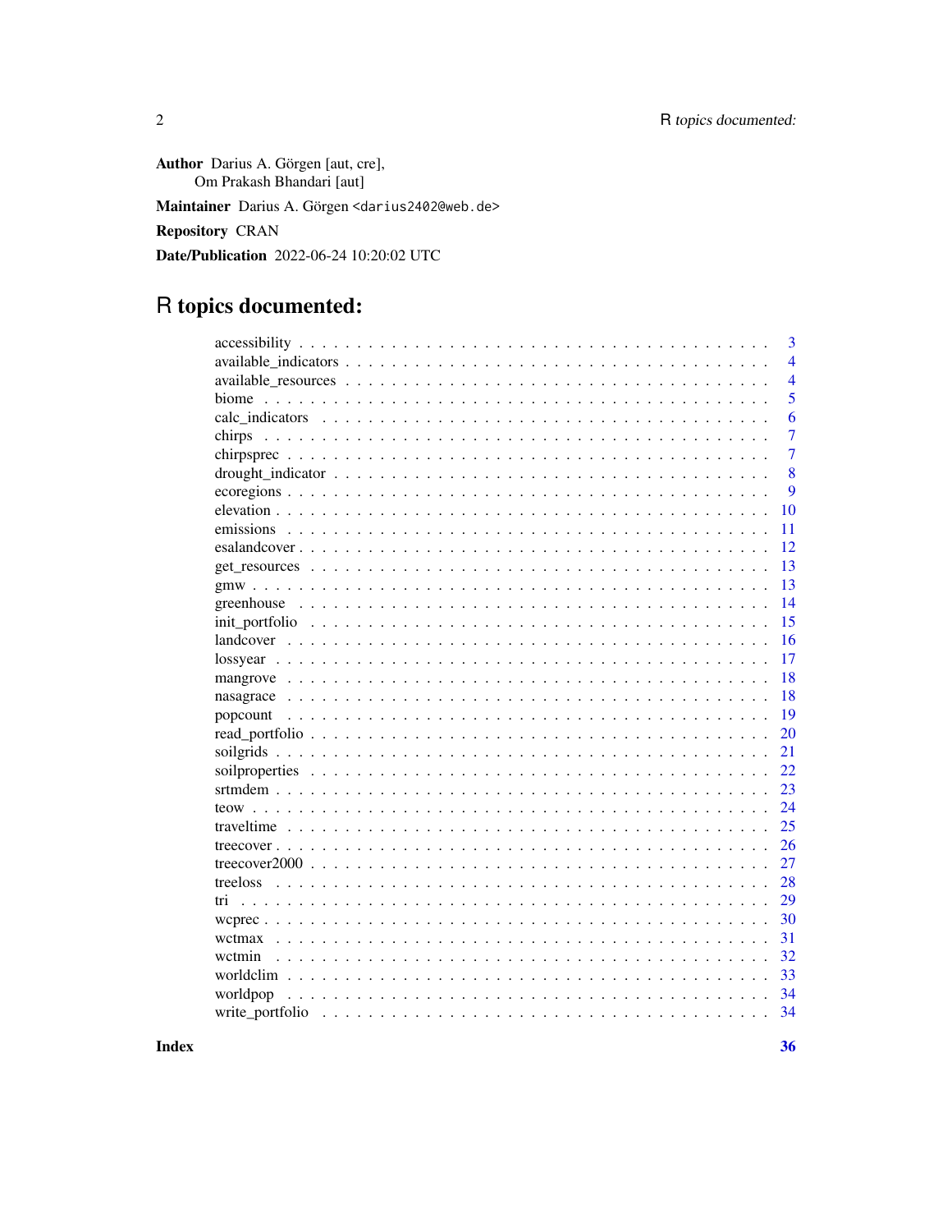**Author** Darius A. Görgen [aut, cre],
Om Prakash Bhandari [aut]

**Maintainer** Darius A. Görgen <darius2402@web.de>

**Repository** CRAN

**Date/Publication** 2022-06-24 10:20:02 UTC

# R topics documented:

| | |
|---|---|
| accessibility | 3 |
| available_indicators | 4 |
| available_resources | 4 |
| biome | 5 |
| calc_indicators | 6 |
| chirps | 7 |
| chirpsprec | 7 |
| drought_indicator | 8 |
| ecoregions | 9 |
| elevation | 10 |
| emissions | 11 |
| esalandcover | 12 |
| get_resources | 13 |
| gmw | 13 |
| greenhouse | 14 |
| init_portfolio | 15 |
| landcover | 16 |
| lossyear | 17 |
| mangrove | 18 |
| nasagrace | 18 |
| popcount | 19 |
| read_portfolio | 20 |
| soilgrids | 21 |
| soilproperties | 22 |
| srtmdem | 23 |
| teow | 24 |
| traveltime | 25 |
| treecover | 26 |
| treecover2000 | 27 |
| treeloss | 28 |
| tri | 29 |
| wcprec | 30 |
| wctmax | 31 |
| wctmin | 32 |
| worldclim | 33 |
| worldpop | 34 |
| write_portfolio | 34 |
| **Index** | **36** |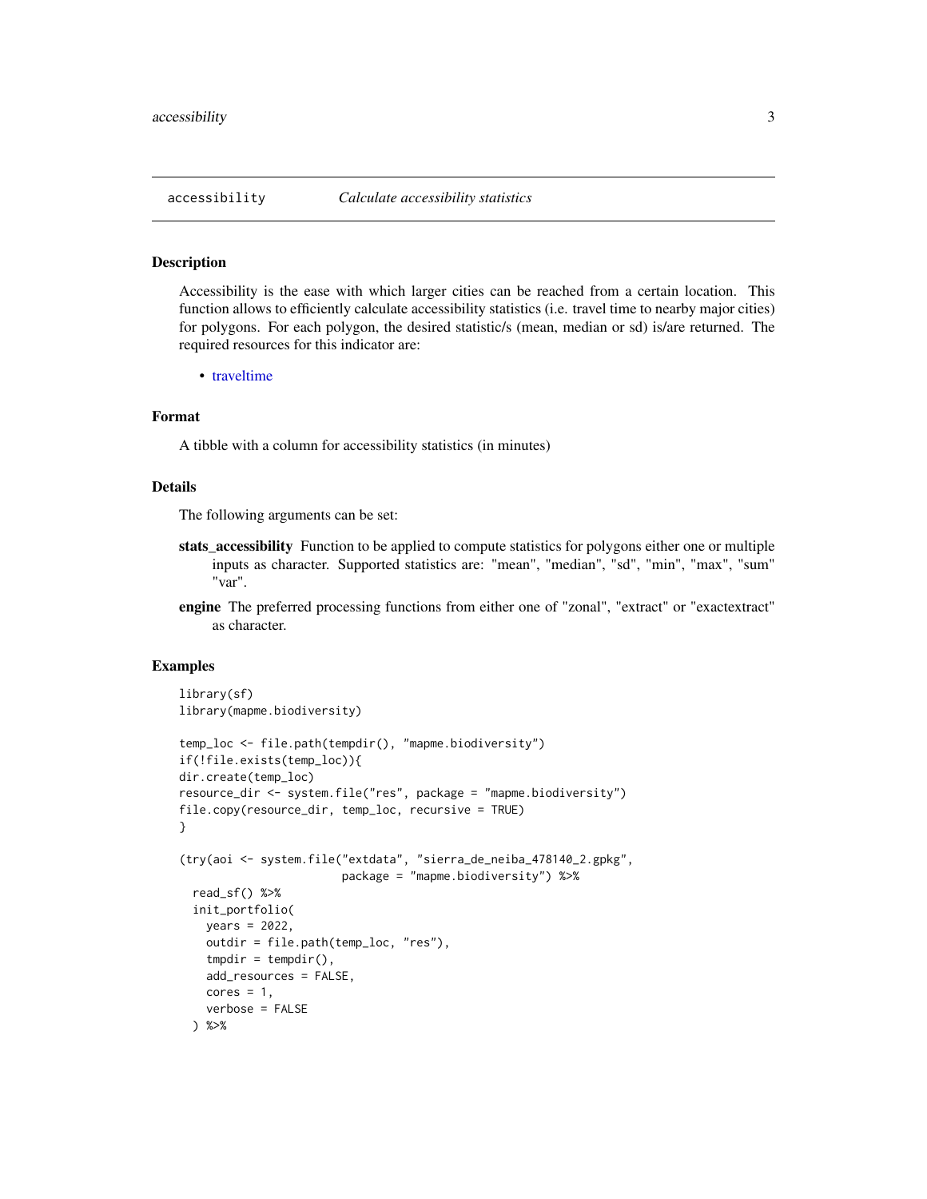accessibility *Calculate accessibility statistics*

## Description

Accessibility is the ease with which larger cities can be reached from a certain location. This function allows to efficiently calculate accessibility statistics (i.e. travel time to nearby major cities) for polygons. For each polygon, the desired statistic/s (mean, median or sd) is/are returned. The required resources for this indicator are:

- traveltime

## Format

A tibble with a column for accessibility statistics (in minutes)

## Details

The following arguments can be set:

**stats_accessibility** Function to be applied to compute statistics for polygons either one or multiple inputs as character. Supported statistics are: "mean", "median", "sd", "min", "max", "sum" "var".

**engine** The preferred processing functions from either one of "zonal", "extract" or "exactextract" as character.

## Examples

```
library(sf)
library(mapme.biodiversity)

temp_loc <- file.path(tempdir(), "mapme.biodiversity")
if(!file.exists(temp_loc)){
dir.create(temp_loc)
resource_dir <- system.file("res", package = "mapme.biodiversity")
file.copy(resource_dir, temp_loc, recursive = TRUE)
}

(try(aoi <- system.file("extdata", "sierra_de_neiba_478140_2.gpkg",
                        package = "mapme.biodiversity") %>%
  read_sf() %>%
  init_portfolio(
    years = 2022,
    outdir = file.path(temp_loc, "res"),
    tmpdir = tempdir(),
    add_resources = FALSE,
    cores = 1,
    verbose = FALSE
  ) %>%
```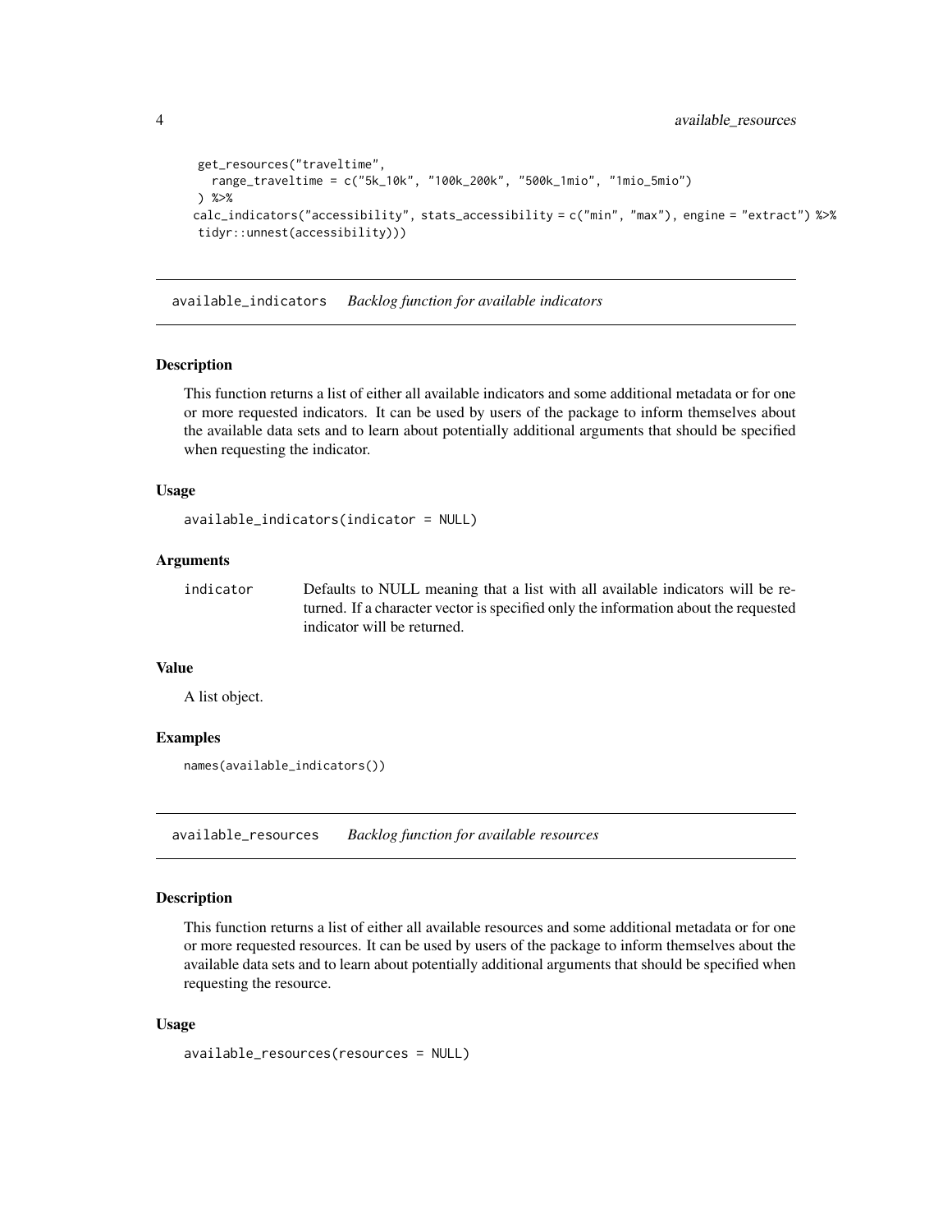```
  get_resources("traveltime",
    range_traveltime = c("5k_10k", "100k_200k", "500k_1mio", "1mio_5mio")
  ) %>%
 calc_indicators("accessibility", stats_accessibility = c("min", "max"), engine = "extract") %>%
  tidyr::unnest(accessibility)))
```

## available_indicators *Backlog function for available indicators*

### Description

This function returns a list of either all available indicators and some additional metadata or for one or more requested indicators. It can be used by users of the package to inform themselves about the available data sets and to learn about potentially additional arguments that should be specified when requesting the indicator.

### Usage

```
available_indicators(indicator = NULL)
```

### Arguments

| | |
|---|---|
| indicator | Defaults to NULL meaning that a list with all available indicators will be returned. If a character vector is specified only the information about the requested indicator will be returned. |

### Value

A list object.

### Examples

```
names(available_indicators())
```

## available_resources *Backlog function for available resources*

### Description

This function returns a list of either all available resources and some additional metadata or for one or more requested resources. It can be used by users of the package to inform themselves about the available data sets and to learn about potentially additional arguments that should be specified when requesting the resource.

### Usage

```
available_resources(resources = NULL)
```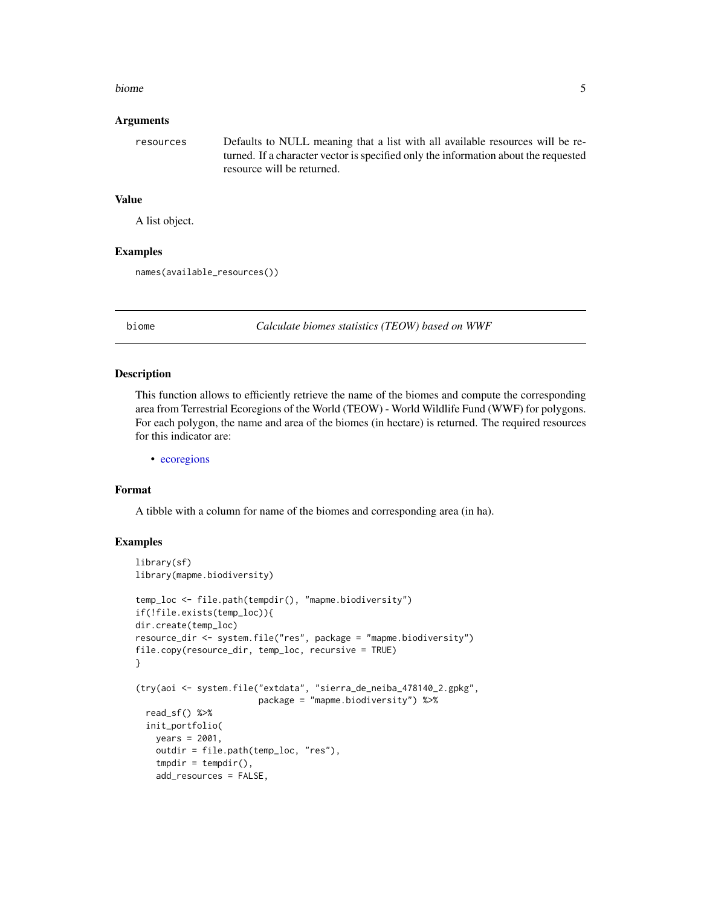### Arguments

| | |
|---|---|
| `resources` | Defaults to NULL meaning that a list with all available resources will be returned. If a character vector is specified only the information about the requested resource will be returned. |

### Value

A list object.

### Examples

```
names(available_resources())
```

---

## biome — *Calculate biomes statistics (TEOW) based on WWF*

### Description

This function allows to efficiently retrieve the name of the biomes and compute the corresponding area from Terrestrial Ecoregions of the World (TEOW) - World Wildlife Fund (WWF) for polygons. For each polygon, the name and area of the biomes (in hectare) is returned. The required resources for this indicator are:

- ecoregions

### Format

A tibble with a column for name of the biomes and corresponding area (in ha).

### Examples

```
library(sf)
library(mapme.biodiversity)

temp_loc <- file.path(tempdir(), "mapme.biodiversity")
if(!file.exists(temp_loc)){
dir.create(temp_loc)
resource_dir <- system.file("res", package = "mapme.biodiversity")
file.copy(resource_dir, temp_loc, recursive = TRUE)
}

(try(aoi <- system.file("extdata", "sierra_de_neiba_478140_2.gpkg",
                        package = "mapme.biodiversity") %>%
  read_sf() %>%
  init_portfolio(
    years = 2001,
    outdir = file.path(temp_loc, "res"),
    tmpdir = tempdir(),
    add_resources = FALSE,
```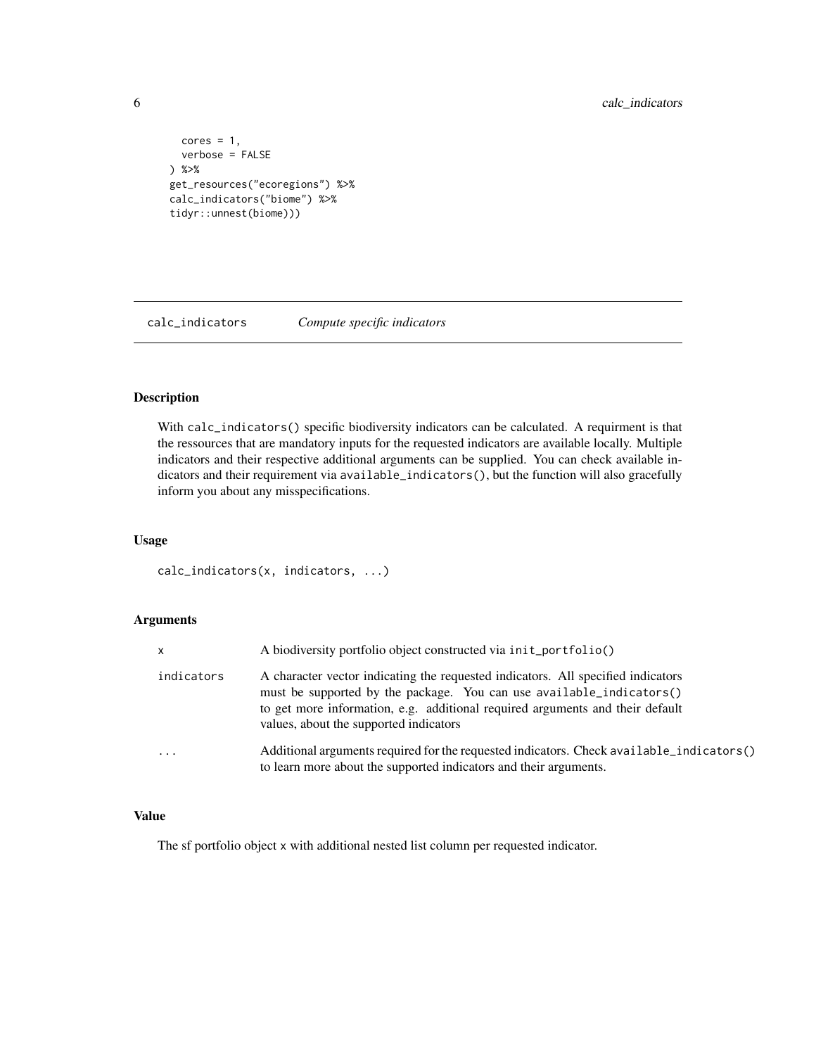```
    cores = 1,
    verbose = FALSE
  ) %>%
  get_resources("ecoregions") %>%
  calc_indicators("biome") %>%
  tidyr::unnest(biome)))
```

## calc_indicators *Compute specific indicators*

### Description

With `calc_indicators()` specific biodiversity indicators can be calculated. A requirment is that the ressources that are mandatory inputs for the requested indicators are available locally. Multiple indicators and their respective additional arguments can be supplied. You can check available indicators and their requirement via `available_indicators()`, but the function will also gracefully inform you about any misspecifications.

### Usage

```
calc_indicators(x, indicators, ...)
```

### Arguments

| | |
|---|---|
| `x` | A biodiversity portfolio object constructed via `init_portfolio()` |
| `indicators` | A character vector indicating the requested indicators. All specified indicators must be supported by the package. You can use `available_indicators()` to get more information, e.g. additional required arguments and their default values, about the supported indicators |
| `...` | Additional arguments required for the requested indicators. Check `available_indicators()` to learn more about the supported indicators and their arguments. |

### Value

The sf portfolio object `x` with additional nested list column per requested indicator.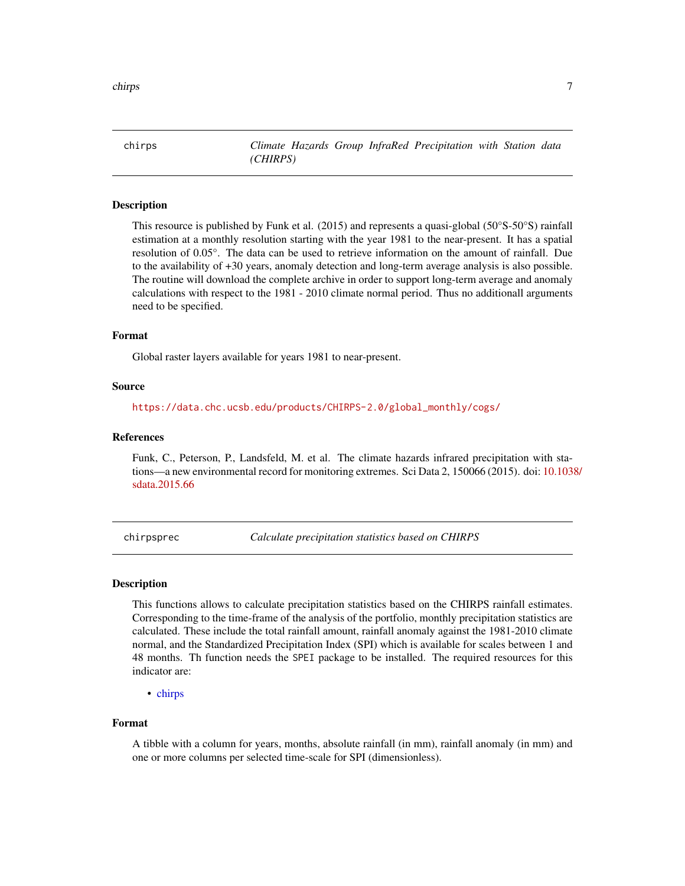## chirps — *Climate Hazards Group InfraRed Precipitation with Station data (CHIRPS)*

### Description

This resource is published by Funk et al. (2015) and represents a quasi-global (50°S-50°S) rainfall estimation at a monthly resolution starting with the year 1981 to the near-present. It has a spatial resolution of 0.05°. The data can be used to retrieve information on the amount of rainfall. Due to the availability of +30 years, anomaly detection and long-term average analysis is also possible. The routine will download the complete archive in order to support long-term average and anomaly calculations with respect to the 1981 - 2010 climate normal period. Thus no additionall arguments need to be specified.

### Format

Global raster layers available for years 1981 to near-present.

### Source

https://data.chc.ucsb.edu/products/CHIRPS-2.0/global_monthly/cogs/

### References

Funk, C., Peterson, P., Landsfeld, M. et al. The climate hazards infrared precipitation with stations—a new environmental record for monitoring extremes. Sci Data 2, 150066 (2015). doi: 10.1038/sdata.2015.66

## chirpsprec — *Calculate precipitation statistics based on CHIRPS*

### Description

This functions allows to calculate precipitation statistics based on the CHIRPS rainfall estimates. Corresponding to the time-frame of the analysis of the portfolio, monthly precipitation statistics are calculated. These include the total rainfall amount, rainfall anomaly against the 1981-2010 climate normal, and the Standardized Precipitation Index (SPI) which is available for scales between 1 and 48 months. Th function needs the `SPEI` package to be installed. The required resources for this indicator are:

- chirps

### Format

A tibble with a column for years, months, absolute rainfall (in mm), rainfall anomaly (in mm) and one or more columns per selected time-scale for SPI (dimensionless).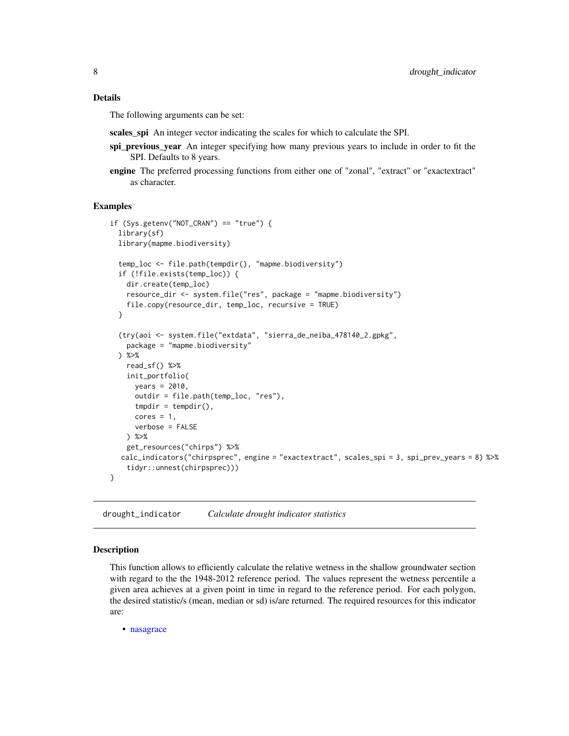## Details

The following arguments can be set:

**scales_spi** An integer vector indicating the scales for which to calculate the SPI.

**spi_previous_year** An integer specifying how many previous years to include in order to fit the SPI. Defaults to 8 years.

**engine** The preferred processing functions from either one of "zonal", "extract" or "exactextract" as character.

## Examples

```
if (Sys.getenv("NOT_CRAN") == "true") {
  library(sf)
  library(mapme.biodiversity)

  temp_loc <- file.path(tempdir(), "mapme.biodiversity")
  if (!file.exists(temp_loc)) {
    dir.create(temp_loc)
    resource_dir <- system.file("res", package = "mapme.biodiversity")
    file.copy(resource_dir, temp_loc, recursive = TRUE)
  }

  (try(aoi <- system.file("extdata", "sierra_de_neiba_478140_2.gpkg",
    package = "mapme.biodiversity"
  ) %>%
    read_sf() %>%
    init_portfolio(
      years = 2010,
      outdir = file.path(temp_loc, "res"),
      tmpdir = tempdir(),
      cores = 1,
      verbose = FALSE
    ) %>%
    get_resources("chirps") %>%
   calc_indicators("chirpsprec", engine = "exactextract", scales_spi = 3, spi_prev_years = 8) %>%
    tidyr::unnest(chirpsprec)))
}
```

---

drought_indicator — *Calculate drought indicator statistics*

## Description

This function allows to efficiently calculate the relative wetness in the shallow groundwater section with regard to the the 1948-2012 reference period. The values represent the wetness percentile a given area achieves at a given point in time in regard to the reference period. For each polygon, the desired statistic/s (mean, median or sd) is/are returned. The required resources for this indicator are:

- nasagrace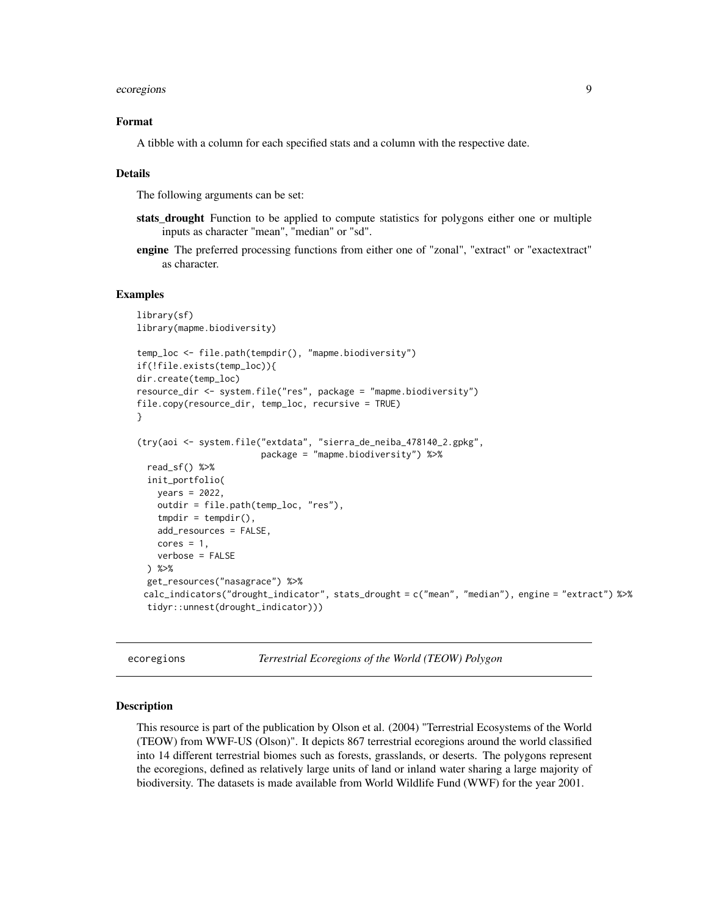## Format

A tibble with a column for each specified stats and a column with the respective date.

## Details

The following arguments can be set:

**stats_drought** Function to be applied to compute statistics for polygons either one or multiple inputs as character "mean", "median" or "sd".

**engine** The preferred processing functions from either one of "zonal", "extract" or "exactextract" as character.

## Examples

```
library(sf)
library(mapme.biodiversity)

temp_loc <- file.path(tempdir(), "mapme.biodiversity")
if(!file.exists(temp_loc)){
dir.create(temp_loc)
resource_dir <- system.file("res", package = "mapme.biodiversity")
file.copy(resource_dir, temp_loc, recursive = TRUE)
}

(try(aoi <- system.file("extdata", "sierra_de_neiba_478140_2.gpkg",
                        package = "mapme.biodiversity") %>%
  read_sf() %>%
  init_portfolio(
    years = 2022,
    outdir = file.path(temp_loc, "res"),
    tmpdir = tempdir(),
    add_resources = FALSE,
    cores = 1,
    verbose = FALSE
  ) %>%
  get_resources("nasagrace") %>%
 calc_indicators("drought_indicator", stats_drought = c("mean", "median"), engine = "extract") %>%
  tidyr::unnest(drought_indicator)))
```

---

# ecoregions — *Terrestrial Ecoregions of the World (TEOW) Polygon*

---

## Description

This resource is part of the publication by Olson et al. (2004) "Terrestrial Ecosystems of the World (TEOW) from WWF-US (Olson)". It depicts 867 terrestrial ecoregions around the world classified into 14 different terrestrial biomes such as forests, grasslands, or deserts. The polygons represent the ecoregions, defined as relatively large units of land or inland water sharing a large majority of biodiversity. The datasets is made available from World Wildlife Fund (WWF) for the year 2001.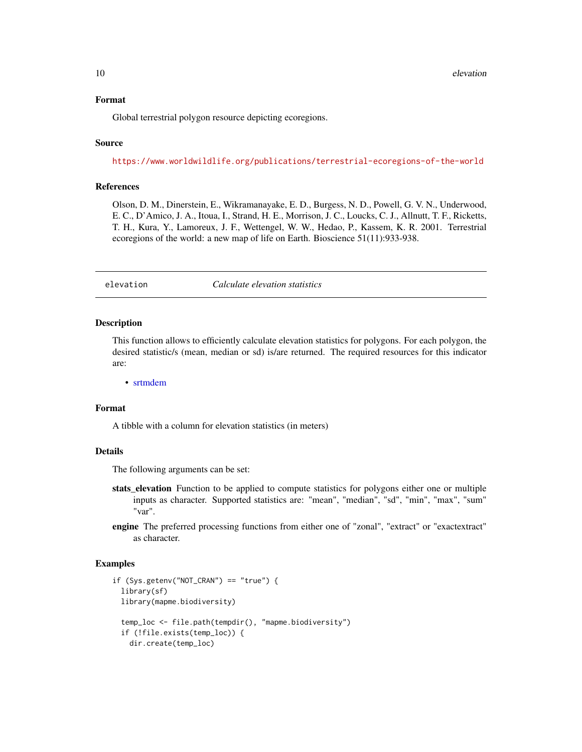### Format

Global terrestrial polygon resource depicting ecoregions.

### Source

https://www.worldwildlife.org/publications/terrestrial-ecoregions-of-the-world

### References

Olson, D. M., Dinerstein, E., Wikramanayake, E. D., Burgess, N. D., Powell, G. V. N., Underwood, E. C., D'Amico, J. A., Itoua, I., Strand, H. E., Morrison, J. C., Loucks, C. J., Allnutt, T. F., Ricketts, T. H., Kura, Y., Lamoreux, J. F., Wettengel, W. W., Hedao, P., Kassem, K. R. 2001. Terrestrial ecoregions of the world: a new map of life on Earth. Bioscience 51(11):933-938.

---

## elevation — *Calculate elevation statistics*

### Description

This function allows to efficiently calculate elevation statistics for polygons. For each polygon, the desired statistic/s (mean, median or sd) is/are returned. The required resources for this indicator are:

- srtmdem

### Format

A tibble with a column for elevation statistics (in meters)

### Details

The following arguments can be set:

**stats_elevation** Function to be applied to compute statistics for polygons either one or multiple inputs as character. Supported statistics are: "mean", "median", "sd", "min", "max", "sum" "var".

**engine** The preferred processing functions from either one of "zonal", "extract" or "exactextract" as character.

### Examples

```
if (Sys.getenv("NOT_CRAN") == "true") {
  library(sf)
  library(mapme.biodiversity)

  temp_loc <- file.path(tempdir(), "mapme.biodiversity")
  if (!file.exists(temp_loc)) {
    dir.create(temp_loc)
```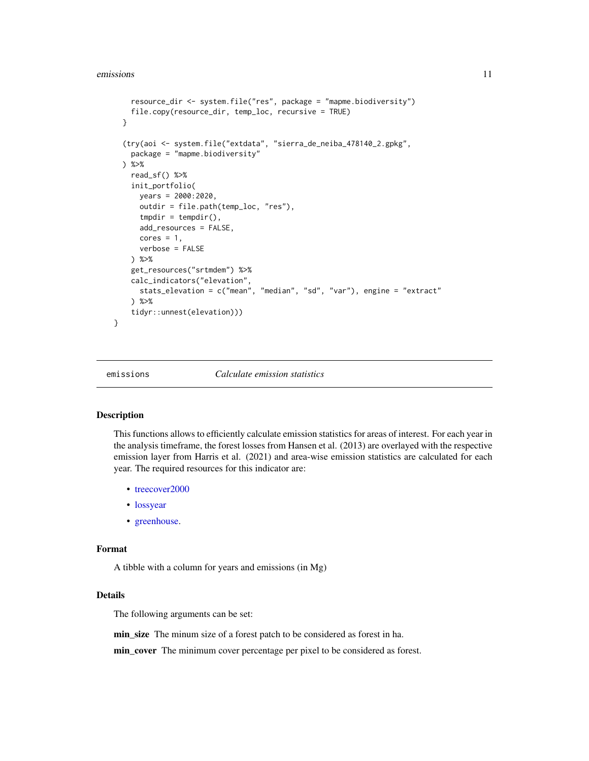```
    resource_dir <- system.file("res", package = "mapme.biodiversity")
    file.copy(resource_dir, temp_loc, recursive = TRUE)
  }

  (try(aoi <- system.file("extdata", "sierra_de_neiba_478140_2.gpkg",
    package = "mapme.biodiversity"
  ) %>%
    read_sf() %>%
    init_portfolio(
      years = 2000:2020,
      outdir = file.path(temp_loc, "res"),
      tmpdir = tempdir(),
      add_resources = FALSE,
      cores = 1,
      verbose = FALSE
    ) %>%
    get_resources("srtmdem") %>%
    calc_indicators("elevation",
      stats_elevation = c("mean", "median", "sd", "var"), engine = "extract"
    ) %>%
    tidyr::unnest(elevation)))
}
```

## emissions — *Calculate emission statistics*

### Description

This functions allows to efficiently calculate emission statistics for areas of interest. For each year in the analysis timeframe, the forest losses from Hansen et al. (2013) are overlayed with the respective emission layer from Harris et al. (2021) and area-wise emission statistics are calculated for each year. The required resources for this indicator are:

- treecover2000
- lossyear
- greenhouse.

### Format

A tibble with a column for years and emissions (in Mg)

### Details

The following arguments can be set:

**min_size** The minum size of a forest patch to be considered as forest in ha.

**min_cover** The minimum cover percentage per pixel to be considered as forest.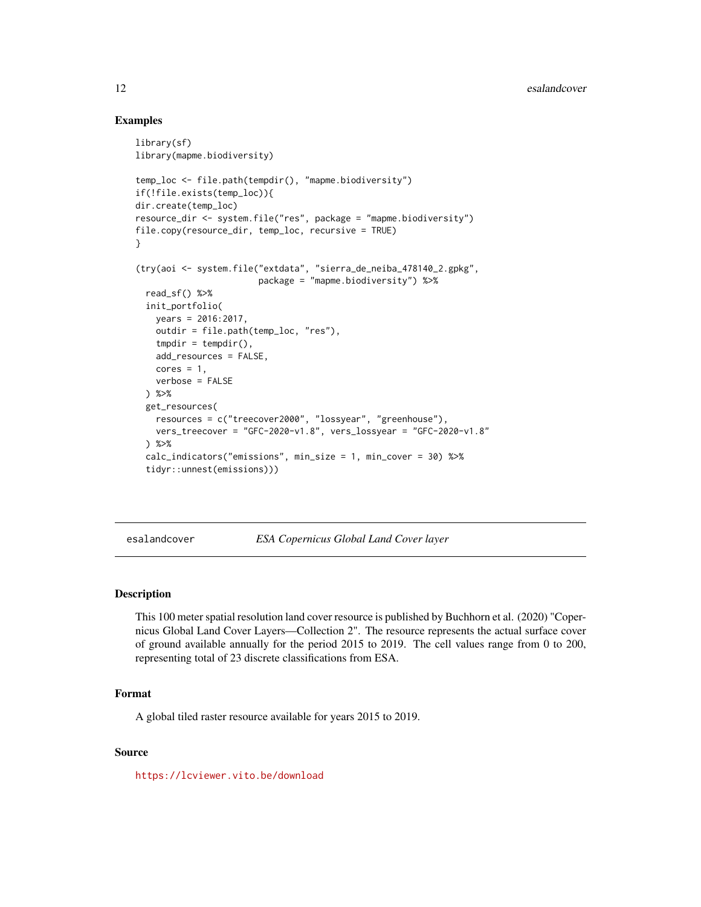### Examples

```
library(sf)
library(mapme.biodiversity)

temp_loc <- file.path(tempdir(), "mapme.biodiversity")
if(!file.exists(temp_loc)){
dir.create(temp_loc)
resource_dir <- system.file("res", package = "mapme.biodiversity")
file.copy(resource_dir, temp_loc, recursive = TRUE)
}

(try(aoi <- system.file("extdata", "sierra_de_neiba_478140_2.gpkg",
                        package = "mapme.biodiversity") %>%
  read_sf() %>%
  init_portfolio(
    years = 2016:2017,
    outdir = file.path(temp_loc, "res"),
    tmpdir = tempdir(),
    add_resources = FALSE,
    cores = 1,
    verbose = FALSE
  ) %>%
  get_resources(
    resources = c("treecover2000", "lossyear", "greenhouse"),
    vers_treecover = "GFC-2020-v1.8", vers_lossyear = "GFC-2020-v1.8"
  ) %>%
  calc_indicators("emissions", min_size = 1, min_cover = 30) %>%
  tidyr::unnest(emissions)))
```

---

## esalandcover — *ESA Copernicus Global Land Cover layer*

### Description

This 100 meter spatial resolution land cover resource is published by Buchhorn et al. (2020) "Copernicus Global Land Cover Layers—Collection 2". The resource represents the actual surface cover of ground available annually for the period 2015 to 2019. The cell values range from 0 to 200, representing total of 23 discrete classifications from ESA.

### Format

A global tiled raster resource available for years 2015 to 2019.

### Source

https://lcviewer.vito.be/download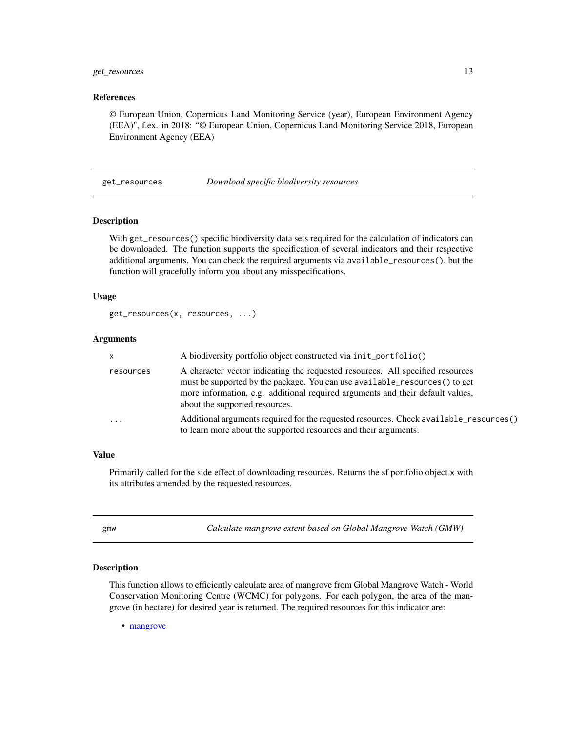### References

© European Union, Copernicus Land Monitoring Service (year), European Environment Agency (EEA)", f.ex. in 2018: "© European Union, Copernicus Land Monitoring Service 2018, European Environment Agency (EEA)

## get_resources — *Download specific biodiversity resources*

### Description

With `get_resources()` specific biodiversity data sets required for the calculation of indicators can be downloaded. The function supports the specification of several indicators and their respective additional arguments. You can check the required arguments via `available_resources()`, but the function will gracefully inform you about any misspecifications.

### Usage

```
get_resources(x, resources, ...)
```

### Arguments

| | |
|---|---|
| `x` | A biodiversity portfolio object constructed via `init_portfolio()` |
| `resources` | A character vector indicating the requested resources. All specified resources must be supported by the package. You can use `available_resources()` to get more information, e.g. additional required arguments and their default values, about the supported resources. |
| `...` | Additional arguments required for the requested resources. Check `available_resources()` to learn more about the supported resources and their arguments. |

### Value

Primarily called for the side effect of downloading resources. Returns the sf portfolio object `x` with its attributes amended by the requested resources.

## gmw — *Calculate mangrove extent based on Global Mangrove Watch (GMW)*

### Description

This function allows to efficiently calculate area of mangrove from Global Mangrove Watch - World Conservation Monitoring Centre (WCMC) for polygons. For each polygon, the area of the mangrove (in hectare) for desired year is returned. The required resources for this indicator are:

- mangrove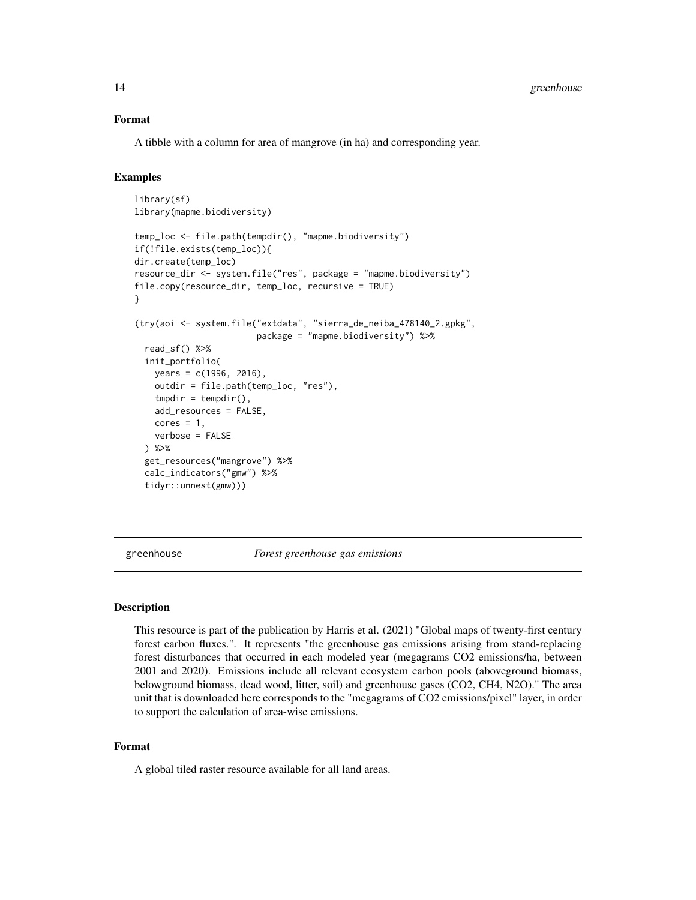### Format

A tibble with a column for area of mangrove (in ha) and corresponding year.

### Examples

```
library(sf)
library(mapme.biodiversity)

temp_loc <- file.path(tempdir(), "mapme.biodiversity")
if(!file.exists(temp_loc)){
dir.create(temp_loc)
resource_dir <- system.file("res", package = "mapme.biodiversity")
file.copy(resource_dir, temp_loc, recursive = TRUE)
}

(try(aoi <- system.file("extdata", "sierra_de_neiba_478140_2.gpkg",
                        package = "mapme.biodiversity") %>%
  read_sf() %>%
  init_portfolio(
    years = c(1996, 2016),
    outdir = file.path(temp_loc, "res"),
    tmpdir = tempdir(),
    add_resources = FALSE,
    cores = 1,
    verbose = FALSE
  ) %>%
  get_resources("mangrove") %>%
  calc_indicators("gmw") %>%
  tidyr::unnest(gmw)))
```

---

## greenhouse — *Forest greenhouse gas emissions*

### Description

This resource is part of the publication by Harris et al. (2021) "Global maps of twenty-first century forest carbon fluxes.". It represents "the greenhouse gas emissions arising from stand-replacing forest disturbances that occurred in each modeled year (megagrams CO2 emissions/ha, between 2001 and 2020). Emissions include all relevant ecosystem carbon pools (aboveground biomass, belowground biomass, dead wood, litter, soil) and greenhouse gases (CO2, CH4, N2O)." The area unit that is downloaded here corresponds to the "megagrams of CO2 emissions/pixel" layer, in order to support the calculation of area-wise emissions.

### Format

A global tiled raster resource available for all land areas.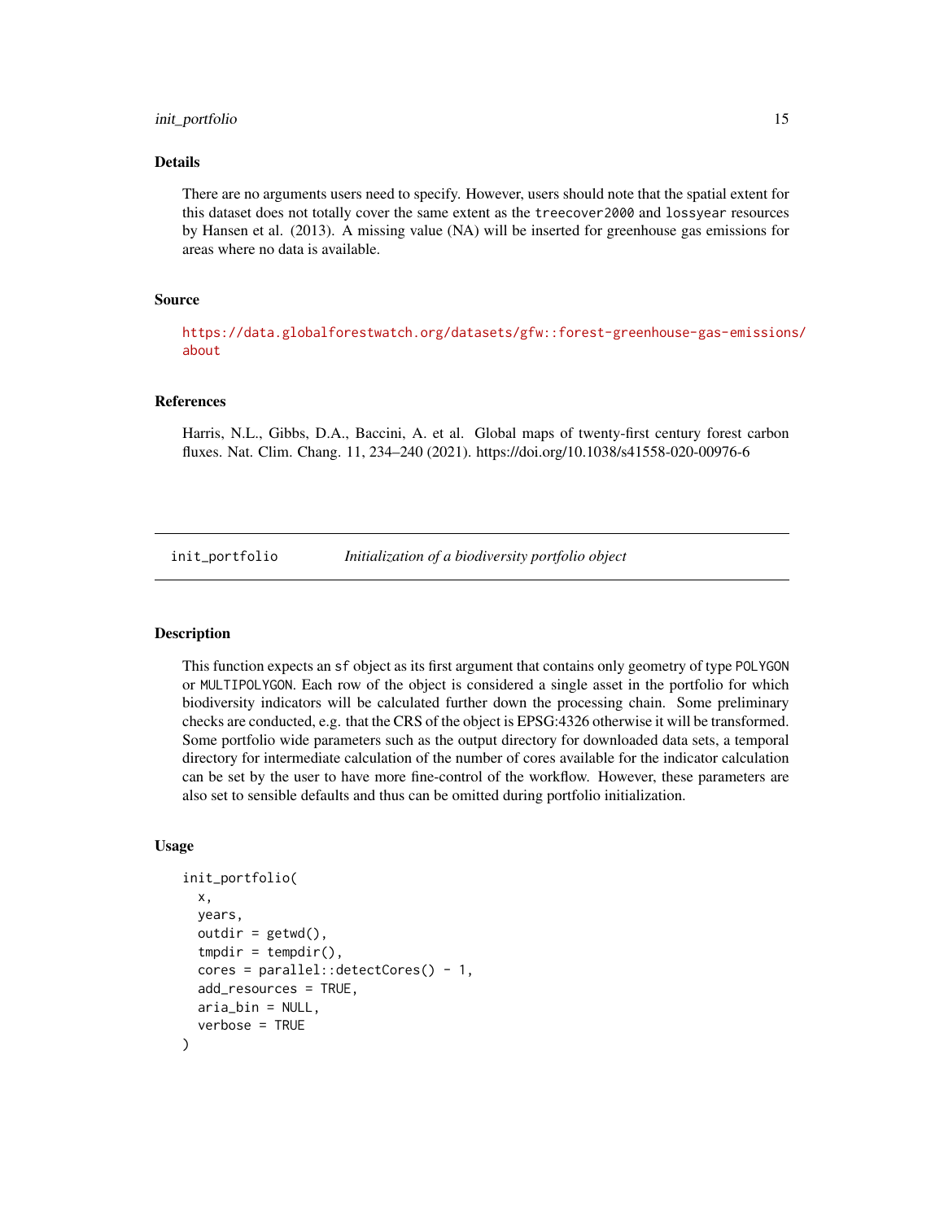## Details

There are no arguments users need to specify. However, users should note that the spatial extent for this dataset does not totally cover the same extent as the `treecover2000` and `lossyear` resources by Hansen et al. (2013). A missing value (NA) will be inserted for greenhouse gas emissions for areas where no data is available.

## Source

https://data.globalforestwatch.org/datasets/gfw::forest-greenhouse-gas-emissions/about

## References

Harris, N.L., Gibbs, D.A., Baccini, A. et al. Global maps of twenty-first century forest carbon fluxes. Nat. Clim. Chang. 11, 234–240 (2021). https://doi.org/10.1038/s41558-020-00976-6

---

# init_portfolio — *Initialization of a biodiversity portfolio object*

## Description

This function expects an `sf` object as its first argument that contains only geometry of type `POLYGON` or `MULTIPOLYGON`. Each row of the object is considered a single asset in the portfolio for which biodiversity indicators will be calculated further down the processing chain. Some preliminary checks are conducted, e.g. that the CRS of the object is EPSG:4326 otherwise it will be transformed. Some portfolio wide parameters such as the output directory for downloaded data sets, a temporal directory for intermediate calculation of the number of cores available for the indicator calculation can be set by the user to have more fine-control of the workflow. However, these parameters are also set to sensible defaults and thus can be omitted during portfolio initialization.

## Usage

```
init_portfolio(
  x,
  years,
  outdir = getwd(),
  tmpdir = tempdir(),
  cores = parallel::detectCores() - 1,
  add_resources = TRUE,
  aria_bin = NULL,
  verbose = TRUE
)
```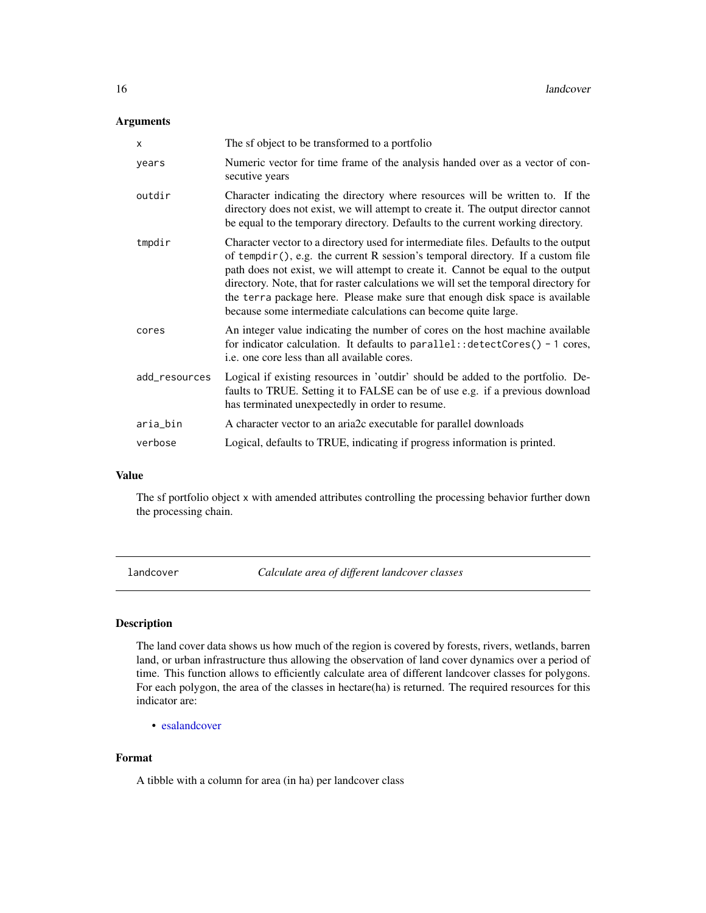### Arguments

| | |
|---|---|
| `x` | The sf object to be transformed to a portfolio |
| `years` | Numeric vector for time frame of the analysis handed over as a vector of consecutive years |
| `outdir` | Character indicating the directory where resources will be written to. If the directory does not exist, we will attempt to create it. The output director cannot be equal to the temporary directory. Defaults to the current working directory. |
| `tmpdir` | Character vector to a directory used for intermediate files. Defaults to the output of `tempdir()`, e.g. the current R session's temporal directory. If a custom file path does not exist, we will attempt to create it. Cannot be equal to the output directory. Note, that for raster calculations we will set the temporal directory for the `terra` package here. Please make sure that enough disk space is available because some intermediate calculations can become quite large. |
| `cores` | An integer value indicating the number of cores on the host machine available for indicator calculation. It defaults to `parallel::detectCores() - 1` cores, i.e. one core less than all available cores. |
| `add_resources` | Logical if existing resources in 'outdir' should be added to the portfolio. Defaults to TRUE. Setting it to FALSE can be of use e.g. if a previous download has terminated unexpectedly in order to resume. |
| `aria_bin` | A character vector to an aria2c executable for parallel downloads |
| `verbose` | Logical, defaults to TRUE, indicating if progress information is printed. |

### Value

The sf portfolio object `x` with amended attributes controlling the processing behavior further down the processing chain.

---

## landcover — *Calculate area of different landcover classes*

---

### Description

The land cover data shows us how much of the region is covered by forests, rivers, wetlands, barren land, or urban infrastructure thus allowing the observation of land cover dynamics over a period of time. This function allows to efficiently calculate area of different landcover classes for polygons. For each polygon, the area of the classes in hectare(ha) is returned. The required resources for this indicator are:

- esalandcover

### Format

A tibble with a column for area (in ha) per landcover class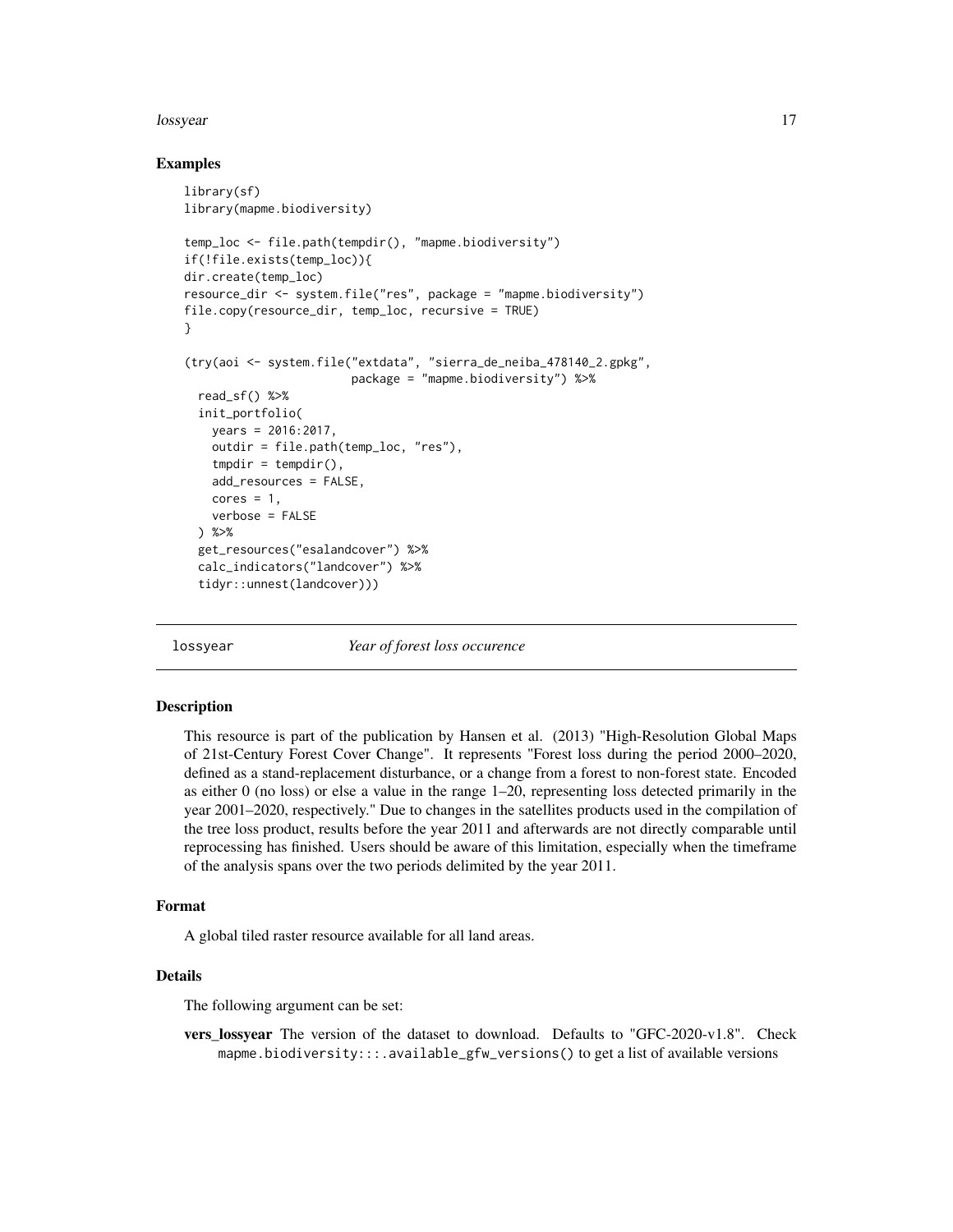## Examples

```
library(sf)
library(mapme.biodiversity)

temp_loc <- file.path(tempdir(), "mapme.biodiversity")
if(!file.exists(temp_loc)){
dir.create(temp_loc)
resource_dir <- system.file("res", package = "mapme.biodiversity")
file.copy(resource_dir, temp_loc, recursive = TRUE)
}

(try(aoi <- system.file("extdata", "sierra_de_neiba_478140_2.gpkg",
                        package = "mapme.biodiversity") %>%
  read_sf() %>%
  init_portfolio(
    years = 2016:2017,
    outdir = file.path(temp_loc, "res"),
    tmpdir = tempdir(),
    add_resources = FALSE,
    cores = 1,
    verbose = FALSE
  ) %>%
  get_resources("esalandcover") %>%
  calc_indicators("landcover") %>%
  tidyr::unnest(landcover)))
```

---

# lossyear — *Year of forest loss occurence*

## Description

This resource is part of the publication by Hansen et al. (2013) "High-Resolution Global Maps of 21st-Century Forest Cover Change". It represents "Forest loss during the period 2000–2020, defined as a stand-replacement disturbance, or a change from a forest to non-forest state. Encoded as either 0 (no loss) or else a value in the range 1–20, representing loss detected primarily in the year 2001–2020, respectively." Due to changes in the satellites products used in the compilation of the tree loss product, results before the year 2011 and afterwards are not directly comparable until reprocessing has finished. Users should be aware of this limitation, especially when the timeframe of the analysis spans over the two periods delimited by the year 2011.

## Format

A global tiled raster resource available for all land areas.

## Details

The following argument can be set:

**vers_lossyear** The version of the dataset to download. Defaults to "GFC-2020-v1.8". Check `mapme.biodiversity:::.available_gfw_versions()` to get a list of available versions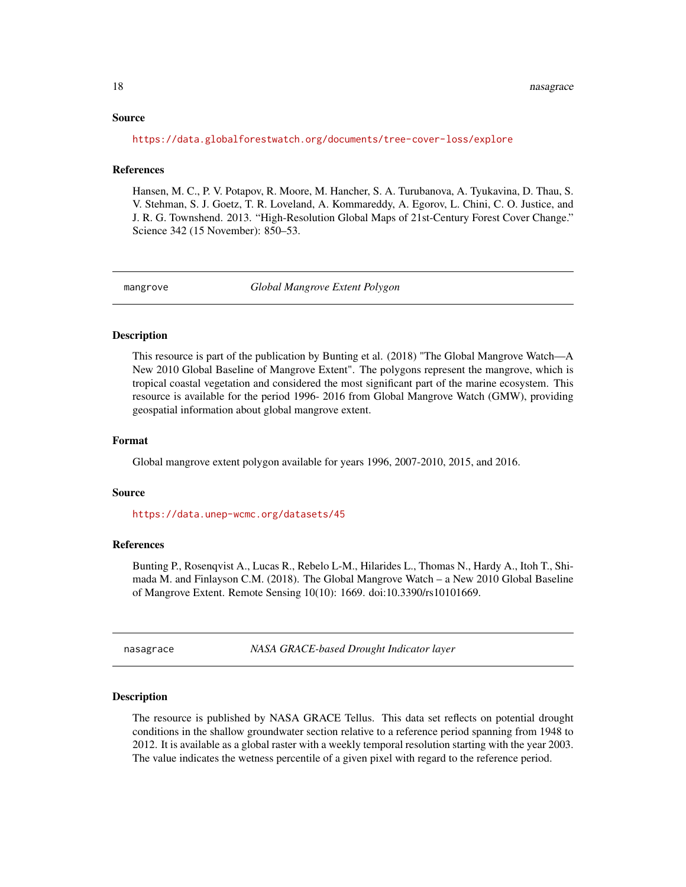### Source

https://data.globalforestwatch.org/documents/tree-cover-loss/explore

### References

Hansen, M. C., P. V. Potapov, R. Moore, M. Hancher, S. A. Turubanova, A. Tyukavina, D. Thau, S. V. Stehman, S. J. Goetz, T. R. Loveland, A. Kommareddy, A. Egorov, L. Chini, C. O. Justice, and J. R. G. Townshend. 2013. "High-Resolution Global Maps of 21st-Century Forest Cover Change." Science 342 (15 November): 850–53.

---

## mangrove — *Global Mangrove Extent Polygon*

### Description

This resource is part of the publication by Bunting et al. (2018) "The Global Mangrove Watch—A New 2010 Global Baseline of Mangrove Extent". The polygons represent the mangrove, which is tropical coastal vegetation and considered the most significant part of the marine ecosystem. This resource is available for the period 1996- 2016 from Global Mangrove Watch (GMW), providing geospatial information about global mangrove extent.

### Format

Global mangrove extent polygon available for years 1996, 2007-2010, 2015, and 2016.

### Source

https://data.unep-wcmc.org/datasets/45

### References

Bunting P., Rosenqvist A., Lucas R., Rebelo L-M., Hilarides L., Thomas N., Hardy A., Itoh T., Shimada M. and Finlayson C.M. (2018). The Global Mangrove Watch – a New 2010 Global Baseline of Mangrove Extent. Remote Sensing 10(10): 1669. doi:10.3390/rs10101669.

---

## nasagrace — *NASA GRACE-based Drought Indicator layer*

### Description

The resource is published by NASA GRACE Tellus. This data set reflects on potential drought conditions in the shallow groundwater section relative to a reference period spanning from 1948 to 2012. It is available as a global raster with a weekly temporal resolution starting with the year 2003. The value indicates the wetness percentile of a given pixel with regard to the reference period.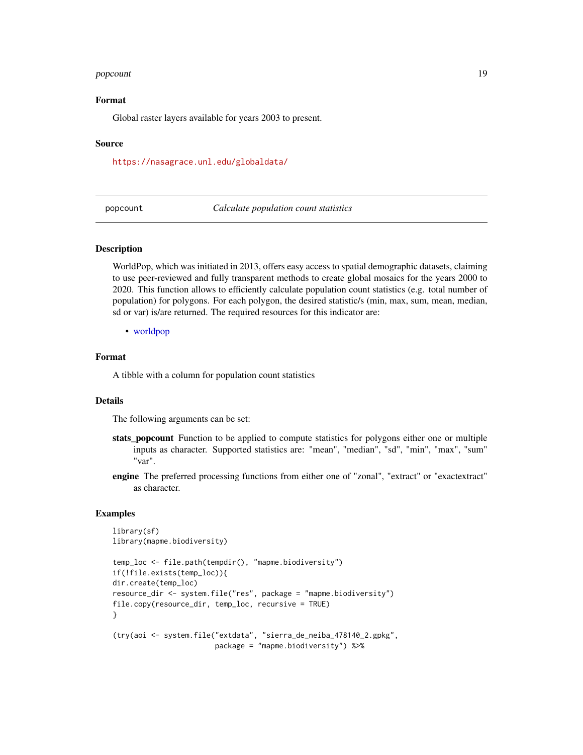## Format

Global raster layers available for years 2003 to present.

## Source

https://nasagrace.unl.edu/globaldata/

---

# popcount — *Calculate population count statistics*

## Description

WorldPop, which was initiated in 2013, offers easy access to spatial demographic datasets, claiming to use peer-reviewed and fully transparent methods to create global mosaics for the years 2000 to 2020. This function allows to efficiently calculate population count statistics (e.g. total number of population) for polygons. For each polygon, the desired statistic/s (min, max, sum, mean, median, sd or var) is/are returned. The required resources for this indicator are:

- worldpop

## Format

A tibble with a column for population count statistics

## Details

The following arguments can be set:

**stats_popcount** Function to be applied to compute statistics for polygons either one or multiple inputs as character. Supported statistics are: "mean", "median", "sd", "min", "max", "sum" "var".

**engine** The preferred processing functions from either one of "zonal", "extract" or "exactextract" as character.

## Examples

```
library(sf)
library(mapme.biodiversity)

temp_loc <- file.path(tempdir(), "mapme.biodiversity")
if(!file.exists(temp_loc)){
dir.create(temp_loc)
resource_dir <- system.file("res", package = "mapme.biodiversity")
file.copy(resource_dir, temp_loc, recursive = TRUE)
}

(try(aoi <- system.file("extdata", "sierra_de_neiba_478140_2.gpkg",
                        package = "mapme.biodiversity") %>%
```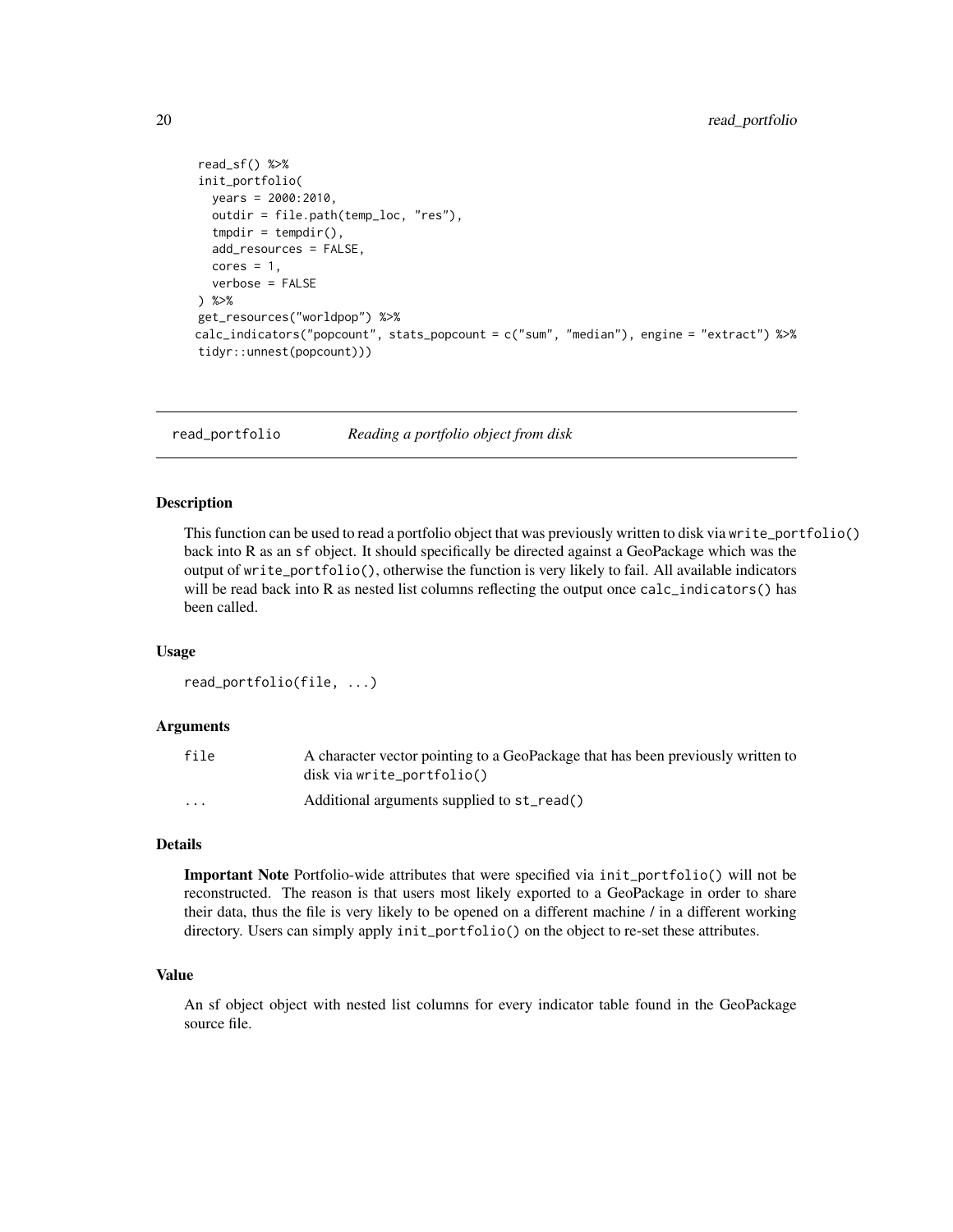```
  read_sf() %>%
  init_portfolio(
    years = 2000:2010,
    outdir = file.path(temp_loc, "res"),
    tmpdir = tempdir(),
    add_resources = FALSE,
    cores = 1,
    verbose = FALSE
  ) %>%
  get_resources("worldpop") %>%
 calc_indicators("popcount", stats_popcount = c("sum", "median"), engine = "extract") %>%
  tidyr::unnest(popcount)))
```

## read_portfolio *Reading a portfolio object from disk*

### Description

This function can be used to read a portfolio object that was previously written to disk via `write_portfolio()` back into R as an `sf` object. It should specifically be directed against a GeoPackage which was the output of `write_portfolio()`, otherwise the function is very likely to fail. All available indicators will be read back into R as nested list columns reflecting the output once `calc_indicators()` has been called.

### Usage

```
read_portfolio(file, ...)
```

### Arguments

| | |
|---|---|
| file | A character vector pointing to a GeoPackage that has been previously written to disk via `write_portfolio()` |
| ... | Additional arguments supplied to `st_read()` |

### Details

**Important Note** Portfolio-wide attributes that were specified via `init_portfolio()` will not be reconstructed. The reason is that users most likely exported to a GeoPackage in order to share their data, thus the file is very likely to be opened on a different machine / in a different working directory. Users can simply apply `init_portfolio()` on the object to re-set these attributes.

### Value

An sf object object with nested list columns for every indicator table found in the GeoPackage source file.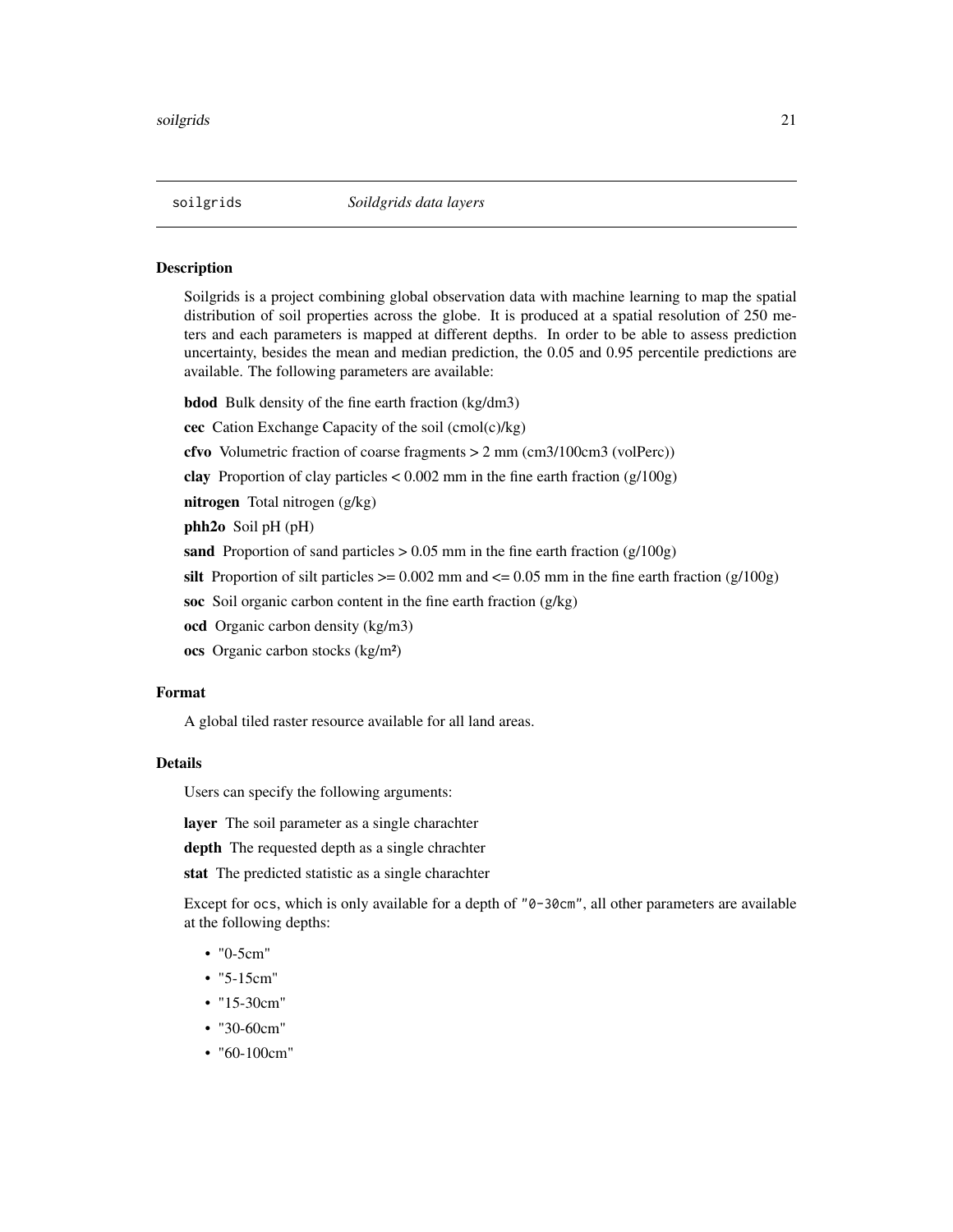`soilgrids` *Soildgrids data layers*

### Description

Soilgrids is a project combining global observation data with machine learning to map the spatial distribution of soil properties across the globe. It is produced at a spatial resolution of 250 meters and each parameters is mapped at different depths. In order to be able to assess prediction uncertainty, besides the mean and median prediction, the 0.05 and 0.95 percentile predictions are available. The following parameters are available:

**bdod** Bulk density of the fine earth fraction (kg/dm3)

**cec** Cation Exchange Capacity of the soil (cmol(c)/kg)

**cfvo** Volumetric fraction of coarse fragments > 2 mm (cm3/100cm3 (volPerc))

**clay** Proportion of clay particles < 0.002 mm in the fine earth fraction (g/100g)

**nitrogen** Total nitrogen (g/kg)

**phh2o** Soil pH (pH)

**sand** Proportion of sand particles > 0.05 mm in the fine earth fraction (g/100g)

**silt** Proportion of silt particles >= 0.002 mm and <= 0.05 mm in the fine earth fraction (g/100g)

**soc** Soil organic carbon content in the fine earth fraction (g/kg)

**ocd** Organic carbon density (kg/m3)

**ocs** Organic carbon stocks (kg/m²)

### Format

A global tiled raster resource available for all land areas.

### Details

Users can specify the following arguments:

**layer** The soil parameter as a single charachter

**depth** The requested depth as a single chrachter

**stat** The predicted statistic as a single charachter

Except for `ocs`, which is only available for a depth of `"0-30cm"`, all other parameters are available at the following depths:

- "0-5cm"
- "5-15cm"
- "15-30cm"
- "30-60cm"
- "60-100cm"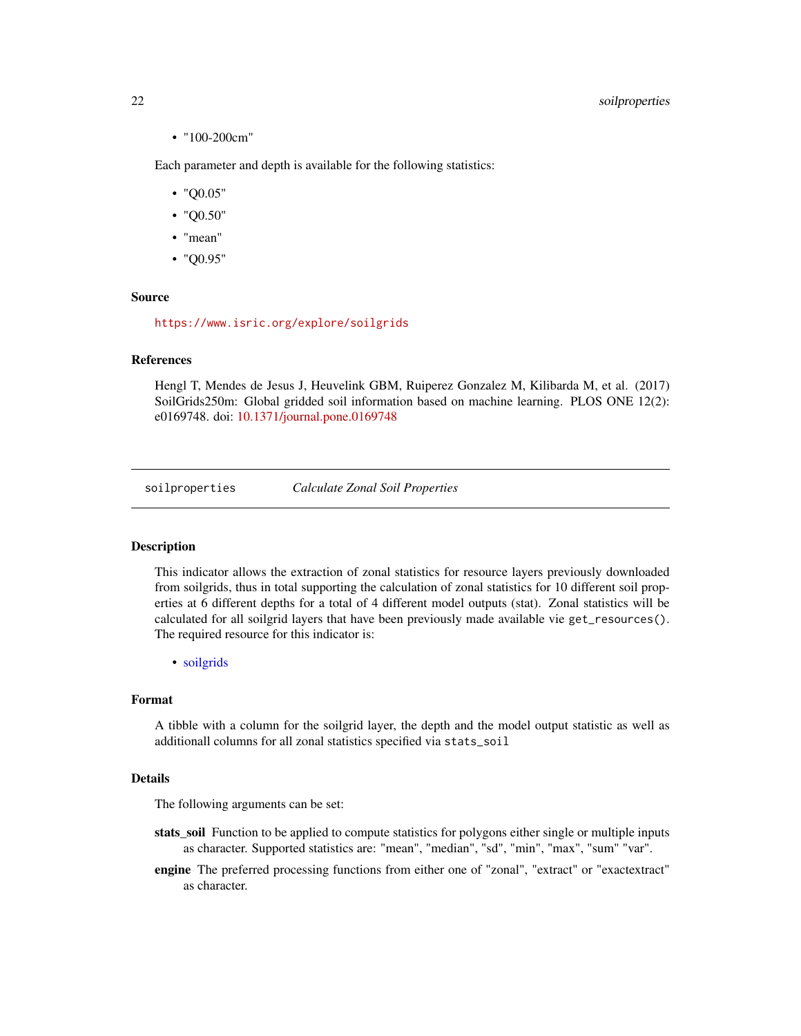- "100-200cm"

Each parameter and depth is available for the following statistics:

- "Q0.05"
- "Q0.50"
- "mean"
- "Q0.95"

### Source

https://www.isric.org/explore/soilgrids

### References

Hengl T, Mendes de Jesus J, Heuvelink GBM, Ruiperez Gonzalez M, Kilibarda M, et al. (2017) SoilGrids250m: Global gridded soil information based on machine learning. PLOS ONE 12(2): e0169748. doi: 10.1371/journal.pone.0169748

---

## soilproperties — *Calculate Zonal Soil Properties*

### Description

This indicator allows the extraction of zonal statistics for resource layers previously downloaded from soilgrids, thus in total supporting the calculation of zonal statistics for 10 different soil properties at 6 different depths for a total of 4 different model outputs (stat). Zonal statistics will be calculated for all soilgrid layers that have been previously made available vie `get_resources()`. The required resource for this indicator is:

- soilgrids

### Format

A tibble with a column for the soilgrid layer, the depth and the model output statistic as well as additionall columns for all zonal statistics specified via `stats_soil`

### Details

The following arguments can be set:

**stats_soil** Function to be applied to compute statistics for polygons either single or multiple inputs as character. Supported statistics are: "mean", "median", "sd", "min", "max", "sum" "var".

**engine** The preferred processing functions from either one of "zonal", "extract" or "exactextract" as character.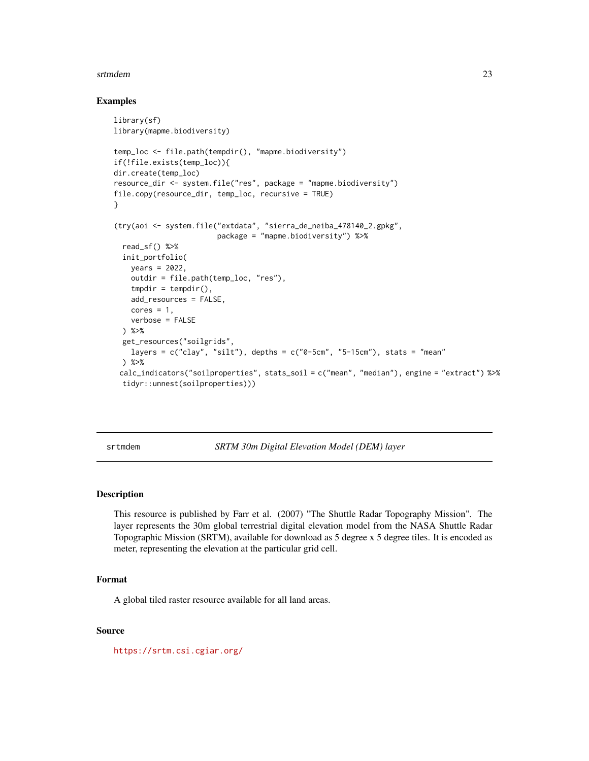## Examples

```
library(sf)
library(mapme.biodiversity)

temp_loc <- file.path(tempdir(), "mapme.biodiversity")
if(!file.exists(temp_loc)){
dir.create(temp_loc)
resource_dir <- system.file("res", package = "mapme.biodiversity")
file.copy(resource_dir, temp_loc, recursive = TRUE)
}

(try(aoi <- system.file("extdata", "sierra_de_neiba_478140_2.gpkg",
                        package = "mapme.biodiversity") %>%
  read_sf() %>%
  init_portfolio(
    years = 2022,
    outdir = file.path(temp_loc, "res"),
    tmpdir = tempdir(),
    add_resources = FALSE,
    cores = 1,
    verbose = FALSE
  ) %>%
  get_resources("soilgrids",
    layers = c("clay", "silt"), depths = c("0-5cm", "5-15cm"), stats = "mean"
  ) %>%
 calc_indicators("soilproperties", stats_soil = c("mean", "median"), engine = "extract") %>%
  tidyr::unnest(soilproperties)))
```

---

srtmdem — *SRTM 30m Digital Elevation Model (DEM) layer*

---

## Description

This resource is published by Farr et al. (2007) "The Shuttle Radar Topography Mission". The layer represents the 30m global terrestrial digital elevation model from the NASA Shuttle Radar Topographic Mission (SRTM), available for download as 5 degree x 5 degree tiles. It is encoded as meter, representing the elevation at the particular grid cell.

## Format

A global tiled raster resource available for all land areas.

## Source

https://srtm.csi.cgiar.org/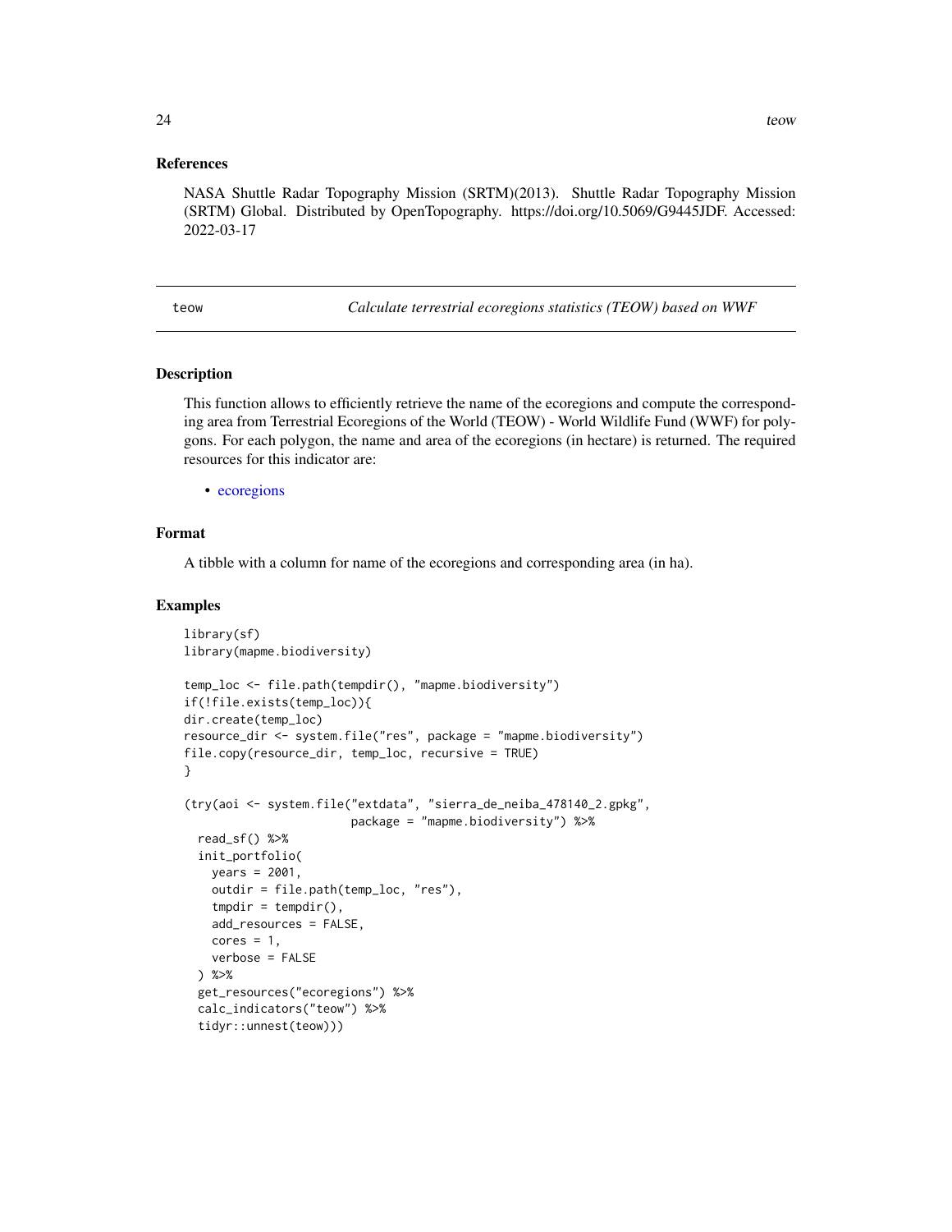### References

NASA Shuttle Radar Topography Mission (SRTM)(2013). Shuttle Radar Topography Mission (SRTM) Global. Distributed by OpenTopography. https://doi.org/10.5069/G9445JDF. Accessed: 2022-03-17

---

## teow — *Calculate terrestrial ecoregions statistics (TEOW) based on WWF*

### Description

This function allows to efficiently retrieve the name of the ecoregions and compute the corresponding area from Terrestrial Ecoregions of the World (TEOW) - World Wildlife Fund (WWF) for polygons. For each polygon, the name and area of the ecoregions (in hectare) is returned. The required resources for this indicator are:

- ecoregions

### Format

A tibble with a column for name of the ecoregions and corresponding area (in ha).

### Examples

```
library(sf)
library(mapme.biodiversity)

temp_loc <- file.path(tempdir(), "mapme.biodiversity")
if(!file.exists(temp_loc)){
dir.create(temp_loc)
resource_dir <- system.file("res", package = "mapme.biodiversity")
file.copy(resource_dir, temp_loc, recursive = TRUE)
}

(try(aoi <- system.file("extdata", "sierra_de_neiba_478140_2.gpkg",
                        package = "mapme.biodiversity") %>%
  read_sf() %>%
  init_portfolio(
    years = 2001,
    outdir = file.path(temp_loc, "res"),
    tmpdir = tempdir(),
    add_resources = FALSE,
    cores = 1,
    verbose = FALSE
  ) %>%
  get_resources("ecoregions") %>%
  calc_indicators("teow") %>%
  tidyr::unnest(teow)))
```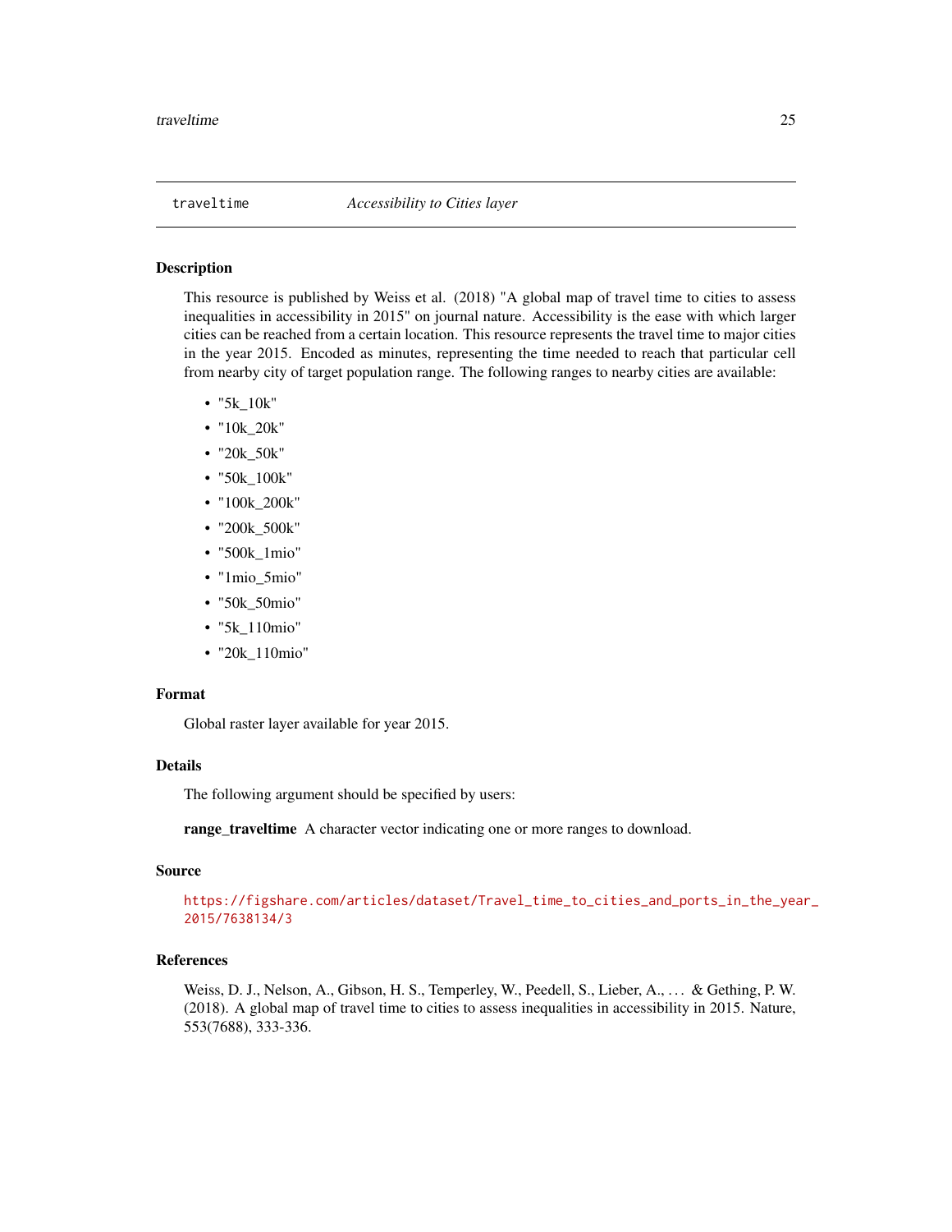## traveltime *Accessibility to Cities layer*

### Description

This resource is published by Weiss et al. (2018) "A global map of travel time to cities to assess inequalities in accessibility in 2015" on journal nature. Accessibility is the ease with which larger cities can be reached from a certain location. This resource represents the travel time to major cities in the year 2015. Encoded as minutes, representing the time needed to reach that particular cell from nearby city of target population range. The following ranges to nearby cities are available:

- "5k_10k"
- "10k_20k"
- "20k_50k"
- "50k_100k"
- "100k_200k"
- "200k_500k"
- "500k_1mio"
- "1mio_5mio"
- "50k_50mio"
- "5k_110mio"
- "20k_110mio"

### Format

Global raster layer available for year 2015.

### Details

The following argument should be specified by users:

**range_traveltime** A character vector indicating one or more ranges to download.

### Source

https://figshare.com/articles/dataset/Travel_time_to_cities_and_ports_in_the_year_2015/7638134/3

### References

Weiss, D. J., Nelson, A., Gibson, H. S., Temperley, W., Peedell, S., Lieber, A., … & Gething, P. W. (2018). A global map of travel time to cities to assess inequalities in accessibility in 2015. Nature, 553(7688), 333-336.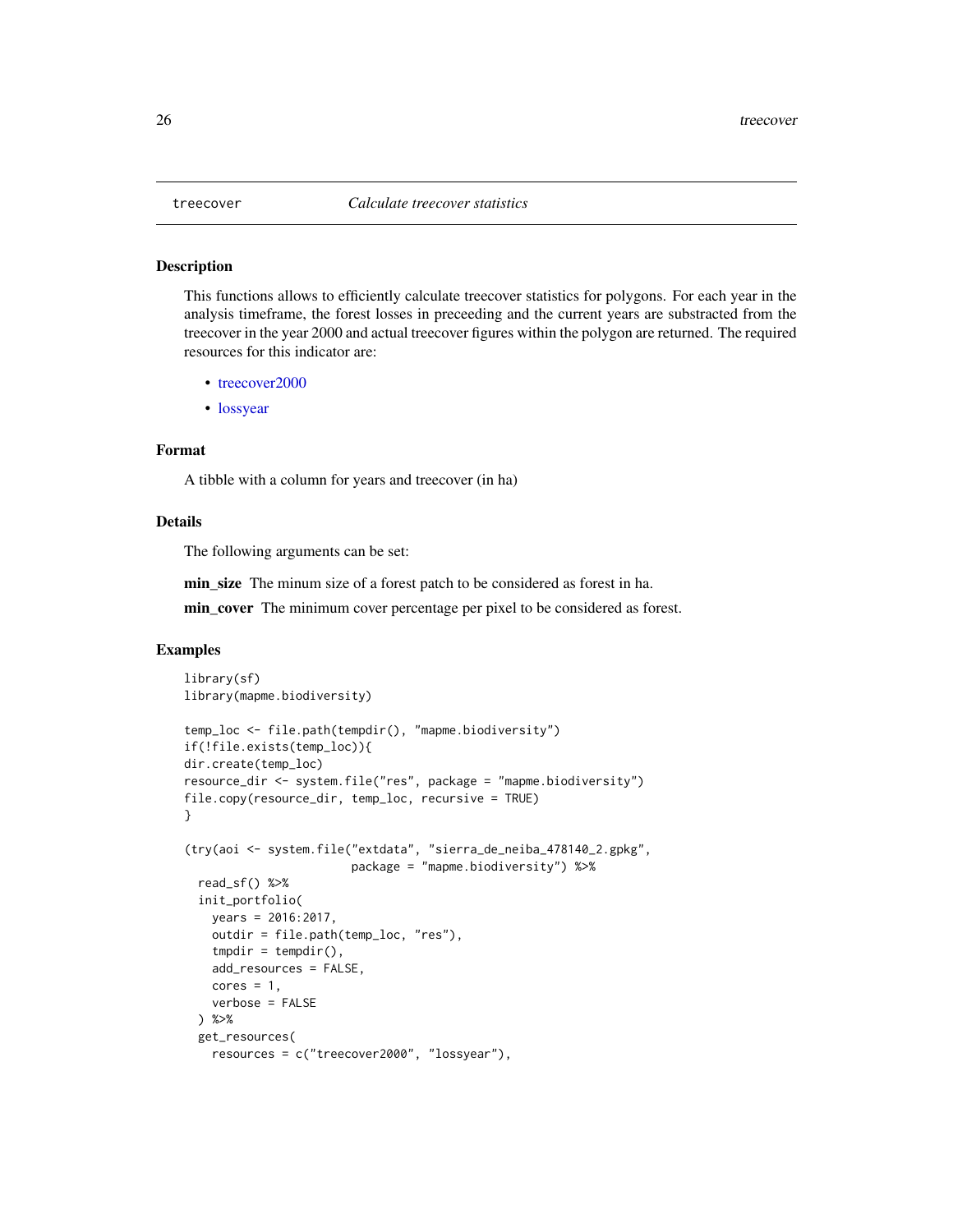treecover *Calculate treecover statistics*

### Description

This functions allows to efficiently calculate treecover statistics for polygons. For each year in the analysis timeframe, the forest losses in preceeding and the current years are substracted from the treecover in the year 2000 and actual treecover figures within the polygon are returned. The required resources for this indicator are:

- treecover2000
- lossyear

### Format

A tibble with a column for years and treecover (in ha)

### Details

The following arguments can be set:

**min_size** The minum size of a forest patch to be considered as forest in ha.

**min_cover** The minimum cover percentage per pixel to be considered as forest.

### Examples

```
library(sf)
library(mapme.biodiversity)

temp_loc <- file.path(tempdir(), "mapme.biodiversity")
if(!file.exists(temp_loc)){
dir.create(temp_loc)
resource_dir <- system.file("res", package = "mapme.biodiversity")
file.copy(resource_dir, temp_loc, recursive = TRUE)
}

(try(aoi <- system.file("extdata", "sierra_de_neiba_478140_2.gpkg",
                        package = "mapme.biodiversity") %>%
  read_sf() %>%
  init_portfolio(
    years = 2016:2017,
    outdir = file.path(temp_loc, "res"),
    tmpdir = tempdir(),
    add_resources = FALSE,
    cores = 1,
    verbose = FALSE
  ) %>%
  get_resources(
    resources = c("treecover2000", "lossyear"),
```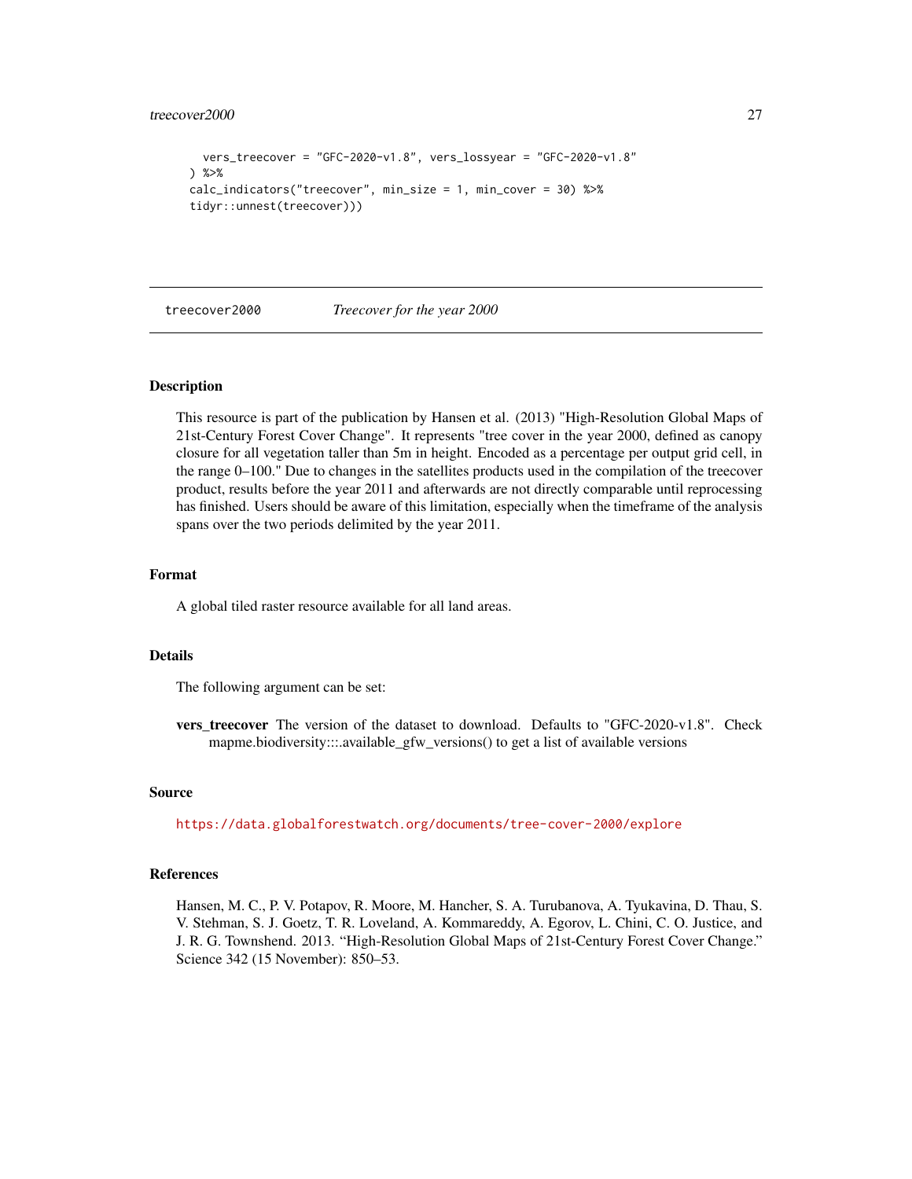```
    vers_treecover = "GFC-2020-v1.8", vers_lossyear = "GFC-2020-v1.8"
  ) %>%
  calc_indicators("treecover", min_size = 1, min_cover = 30) %>%
  tidyr::unnest(treecover)))
```

## treecover2000 — *Treecover for the year 2000*

### Description

This resource is part of the publication by Hansen et al. (2013) "High-Resolution Global Maps of 21st-Century Forest Cover Change". It represents "tree cover in the year 2000, defined as canopy closure for all vegetation taller than 5m in height. Encoded as a percentage per output grid cell, in the range 0–100." Due to changes in the satellites products used in the compilation of the treecover product, results before the year 2011 and afterwards are not directly comparable until reprocessing has finished. Users should be aware of this limitation, especially when the timeframe of the analysis spans over the two periods delimited by the year 2011.

### Format

A global tiled raster resource available for all land areas.

### Details

The following argument can be set:

**vers_treecover** The version of the dataset to download. Defaults to "GFC-2020-v1.8". Check mapme.biodiversity:::.available_gfw_versions() to get a list of available versions

### Source

https://data.globalforestwatch.org/documents/tree-cover-2000/explore

### References

Hansen, M. C., P. V. Potapov, R. Moore, M. Hancher, S. A. Turubanova, A. Tyukavina, D. Thau, S. V. Stehman, S. J. Goetz, T. R. Loveland, A. Kommareddy, A. Egorov, L. Chini, C. O. Justice, and J. R. G. Townshend. 2013. "High-Resolution Global Maps of 21st-Century Forest Cover Change." Science 342 (15 November): 850–53.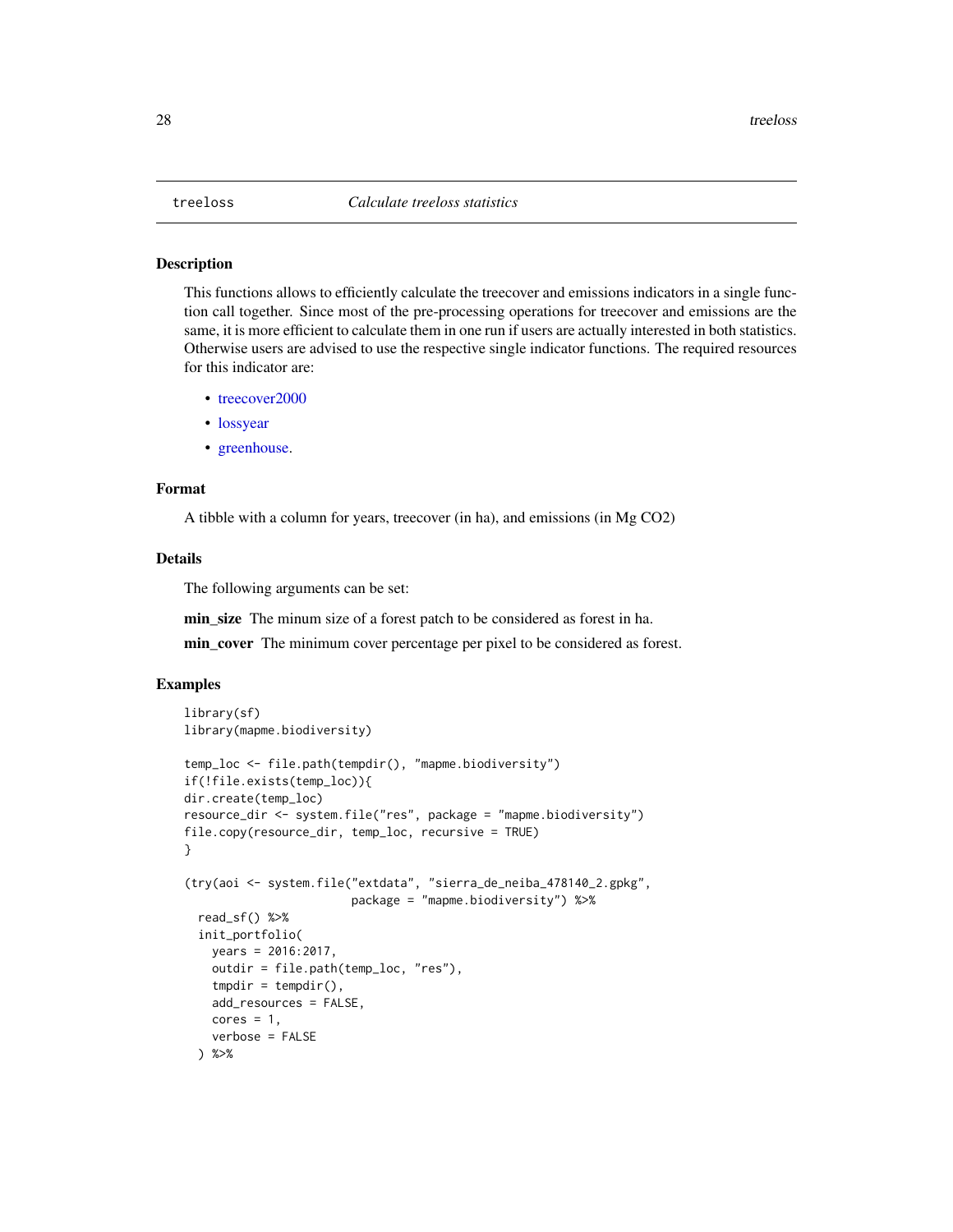treeloss *Calculate treeloss statistics*

## Description

This functions allows to efficiently calculate the treecover and emissions indicators in a single function call together. Since most of the pre-processing operations for treecover and emissions are the same, it is more efficient to calculate them in one run if users are actually interested in both statistics. Otherwise users are advised to use the respective single indicator functions. The required resources for this indicator are:

- treecover2000
- lossyear
- greenhouse.

## Format

A tibble with a column for years, treecover (in ha), and emissions (in Mg CO2)

## Details

The following arguments can be set:

**min_size** The minum size of a forest patch to be considered as forest in ha.

**min_cover** The minimum cover percentage per pixel to be considered as forest.

## Examples

```
library(sf)
library(mapme.biodiversity)

temp_loc <- file.path(tempdir(), "mapme.biodiversity")
if(!file.exists(temp_loc)){
dir.create(temp_loc)
resource_dir <- system.file("res", package = "mapme.biodiversity")
file.copy(resource_dir, temp_loc, recursive = TRUE)
}

(try(aoi <- system.file("extdata", "sierra_de_neiba_478140_2.gpkg",
                        package = "mapme.biodiversity") %>%
  read_sf() %>%
  init_portfolio(
    years = 2016:2017,
    outdir = file.path(temp_loc, "res"),
    tmpdir = tempdir(),
    add_resources = FALSE,
    cores = 1,
    verbose = FALSE
  ) %>%
```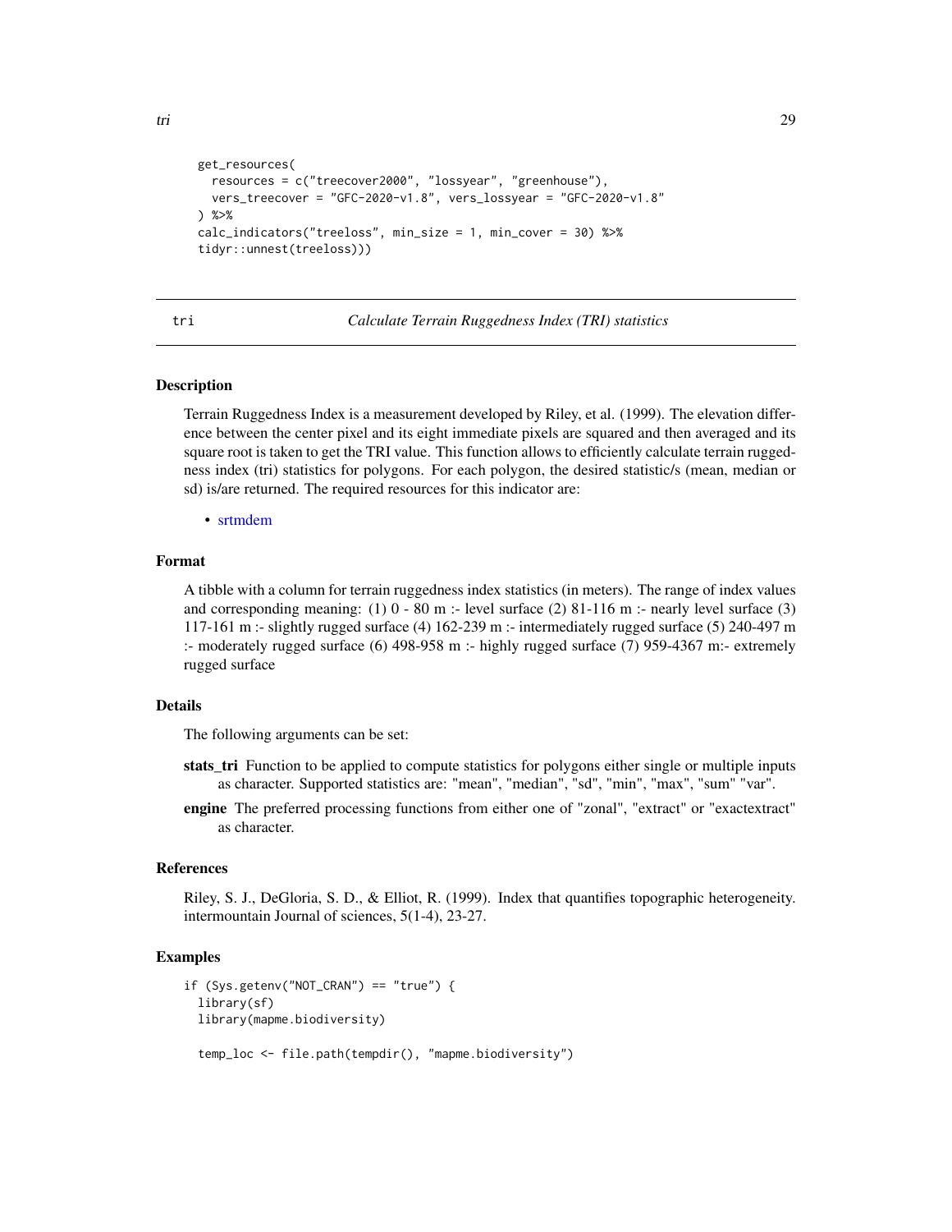```
  get_resources(
    resources = c("treecover2000", "lossyear", "greenhouse"),
    vers_treecover = "GFC-2020-v1.8", vers_lossyear = "GFC-2020-v1.8"
  ) %>%
  calc_indicators("treeloss", min_size = 1, min_cover = 30) %>%
  tidyr::unnest(treeloss)))
```

## tri — *Calculate Terrain Ruggedness Index (TRI) statistics*

### Description

Terrain Ruggedness Index is a measurement developed by Riley, et al. (1999). The elevation difference between the center pixel and its eight immediate pixels are squared and then averaged and its square root is taken to get the TRI value. This function allows to efficiently calculate terrain ruggedness index (tri) statistics for polygons. For each polygon, the desired statistic/s (mean, median or sd) is/are returned. The required resources for this indicator are:

- srtmdem

### Format

A tibble with a column for terrain ruggedness index statistics (in meters). The range of index values and corresponding meaning: (1) 0 - 80 m :- level surface (2) 81-116 m :- nearly level surface (3) 117-161 m :- slightly rugged surface (4) 162-239 m :- intermediately rugged surface (5) 240-497 m :- moderately rugged surface (6) 498-958 m :- highly rugged surface (7) 959-4367 m:- extremely rugged surface

### Details

The following arguments can be set:

**stats_tri** Function to be applied to compute statistics for polygons either single or multiple inputs as character. Supported statistics are: "mean", "median", "sd", "min", "max", "sum" "var".

**engine** The preferred processing functions from either one of "zonal", "extract" or "exactextract" as character.

### References

Riley, S. J., DeGloria, S. D., & Elliot, R. (1999). Index that quantifies topographic heterogeneity. intermountain Journal of sciences, 5(1-4), 23-27.

### Examples

```
if (Sys.getenv("NOT_CRAN") == "true") {
  library(sf)
  library(mapme.biodiversity)

  temp_loc <- file.path(tempdir(), "mapme.biodiversity")
```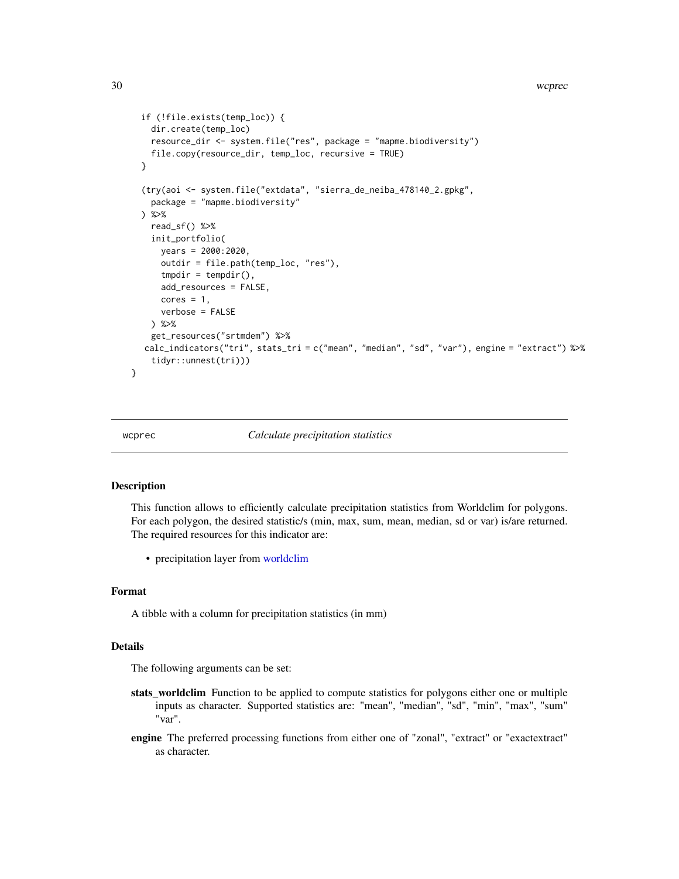```
  if (!file.exists(temp_loc)) {
    dir.create(temp_loc)
    resource_dir <- system.file("res", package = "mapme.biodiversity")
    file.copy(resource_dir, temp_loc, recursive = TRUE)
  }

  (try(aoi <- system.file("extdata", "sierra_de_neiba_478140_2.gpkg",
    package = "mapme.biodiversity"
  ) %>%
    read_sf() %>%
    init_portfolio(
      years = 2000:2020,
      outdir = file.path(temp_loc, "res"),
      tmpdir = tempdir(),
      add_resources = FALSE,
      cores = 1,
      verbose = FALSE
    ) %>%
    get_resources("srtmdem") %>%
   calc_indicators("tri", stats_tri = c("mean", "median", "sd", "var"), engine = "extract") %>%
    tidyr::unnest(tri)))
}
```

## wcprec — *Calculate precipitation statistics*

### Description

This function allows to efficiently calculate precipitation statistics from Worldclim for polygons. For each polygon, the desired statistic/s (min, max, sum, mean, median, sd or var) is/are returned. The required resources for this indicator are:

- precipitation layer from worldclim

### Format

A tibble with a column for precipitation statistics (in mm)

### Details

The following arguments can be set:

**stats_worldclim** Function to be applied to compute statistics for polygons either one or multiple inputs as character. Supported statistics are: "mean", "median", "sd", "min", "max", "sum" "var".

**engine** The preferred processing functions from either one of "zonal", "extract" or "exactextract" as character.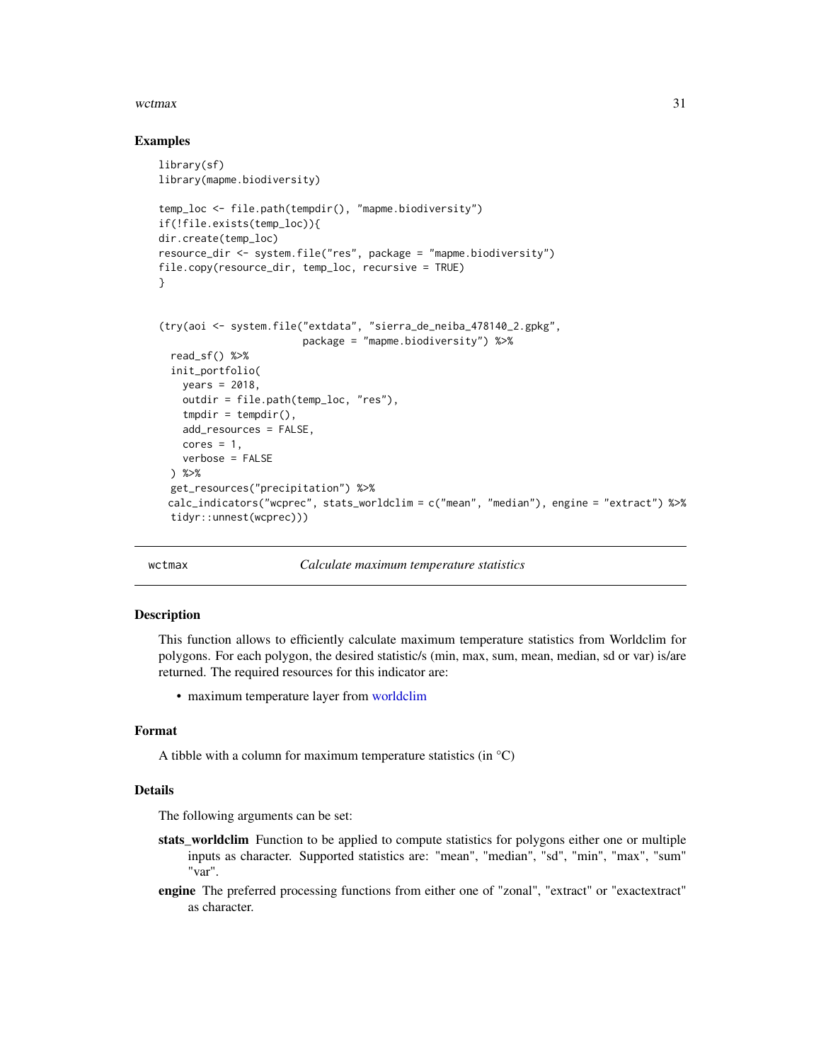## Examples

```
library(sf)
library(mapme.biodiversity)

temp_loc <- file.path(tempdir(), "mapme.biodiversity")
if(!file.exists(temp_loc)){
dir.create(temp_loc)
resource_dir <- system.file("res", package = "mapme.biodiversity")
file.copy(resource_dir, temp_loc, recursive = TRUE)
}


(try(aoi <- system.file("extdata", "sierra_de_neiba_478140_2.gpkg",
                        package = "mapme.biodiversity") %>%
  read_sf() %>%
  init_portfolio(
    years = 2018,
    outdir = file.path(temp_loc, "res"),
    tmpdir = tempdir(),
    add_resources = FALSE,
    cores = 1,
    verbose = FALSE
  ) %>%
  get_resources("precipitation") %>%
  calc_indicators("wcprec", stats_worldclim = c("mean", "median"), engine = "extract") %>%
  tidyr::unnest(wcprec)))
```

---

# wctmax *Calculate maximum temperature statistics*

## Description

This function allows to efficiently calculate maximum temperature statistics from Worldclim for polygons. For each polygon, the desired statistic/s (min, max, sum, mean, median, sd or var) is/are returned. The required resources for this indicator are:

- maximum temperature layer from worldclim

## Format

A tibble with a column for maximum temperature statistics (in °C)

## Details

The following arguments can be set:

**stats_worldclim** Function to be applied to compute statistics for polygons either one or multiple inputs as character. Supported statistics are: "mean", "median", "sd", "min", "max", "sum" "var".

**engine** The preferred processing functions from either one of "zonal", "extract" or "exactextract" as character.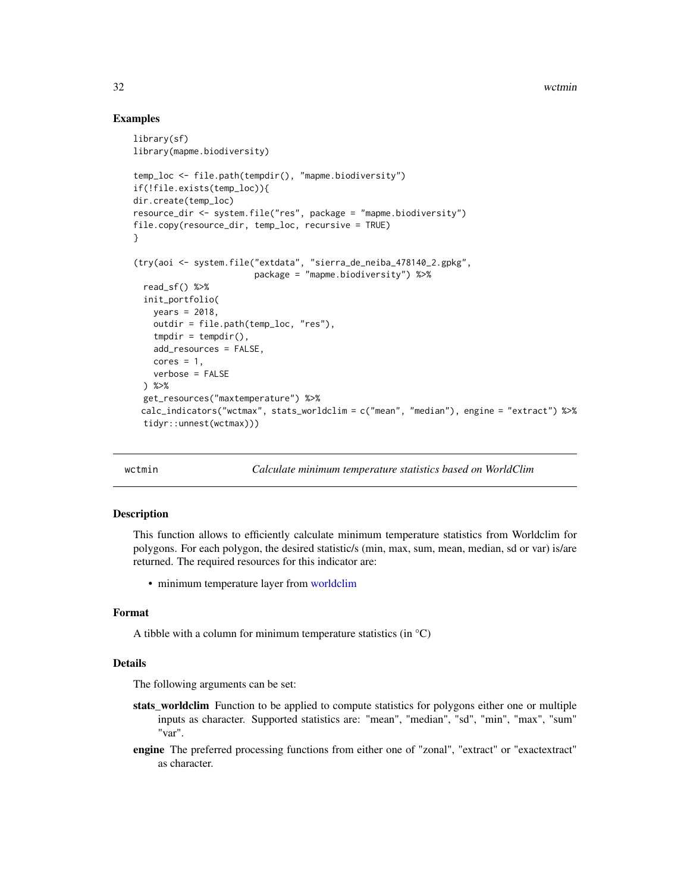## Examples

```
library(sf)
library(mapme.biodiversity)

temp_loc <- file.path(tempdir(), "mapme.biodiversity")
if(!file.exists(temp_loc)){
dir.create(temp_loc)
resource_dir <- system.file("res", package = "mapme.biodiversity")
file.copy(resource_dir, temp_loc, recursive = TRUE)
}

(try(aoi <- system.file("extdata", "sierra_de_neiba_478140_2.gpkg",
                        package = "mapme.biodiversity") %>%
  read_sf() %>%
  init_portfolio(
    years = 2018,
    outdir = file.path(temp_loc, "res"),
    tmpdir = tempdir(),
    add_resources = FALSE,
    cores = 1,
    verbose = FALSE
  ) %>%
  get_resources("maxtemperature") %>%
 calc_indicators("wctmax", stats_worldclim = c("mean", "median"), engine = "extract") %>%
  tidyr::unnest(wctmax)))
```

---

# wctmin — *Calculate minimum temperature statistics based on WorldClim*

## Description

This function allows to efficiently calculate minimum temperature statistics from Worldclim for polygons. For each polygon, the desired statistic/s (min, max, sum, mean, median, sd or var) is/are returned. The required resources for this indicator are:

- minimum temperature layer from worldclim

## Format

A tibble with a column for minimum temperature statistics (in °C)

## Details

The following arguments can be set:

**stats_worldclim** Function to be applied to compute statistics for polygons either one or multiple inputs as character. Supported statistics are: "mean", "median", "sd", "min", "max", "sum" "var".

**engine** The preferred processing functions from either one of "zonal", "extract" or "exactextract" as character.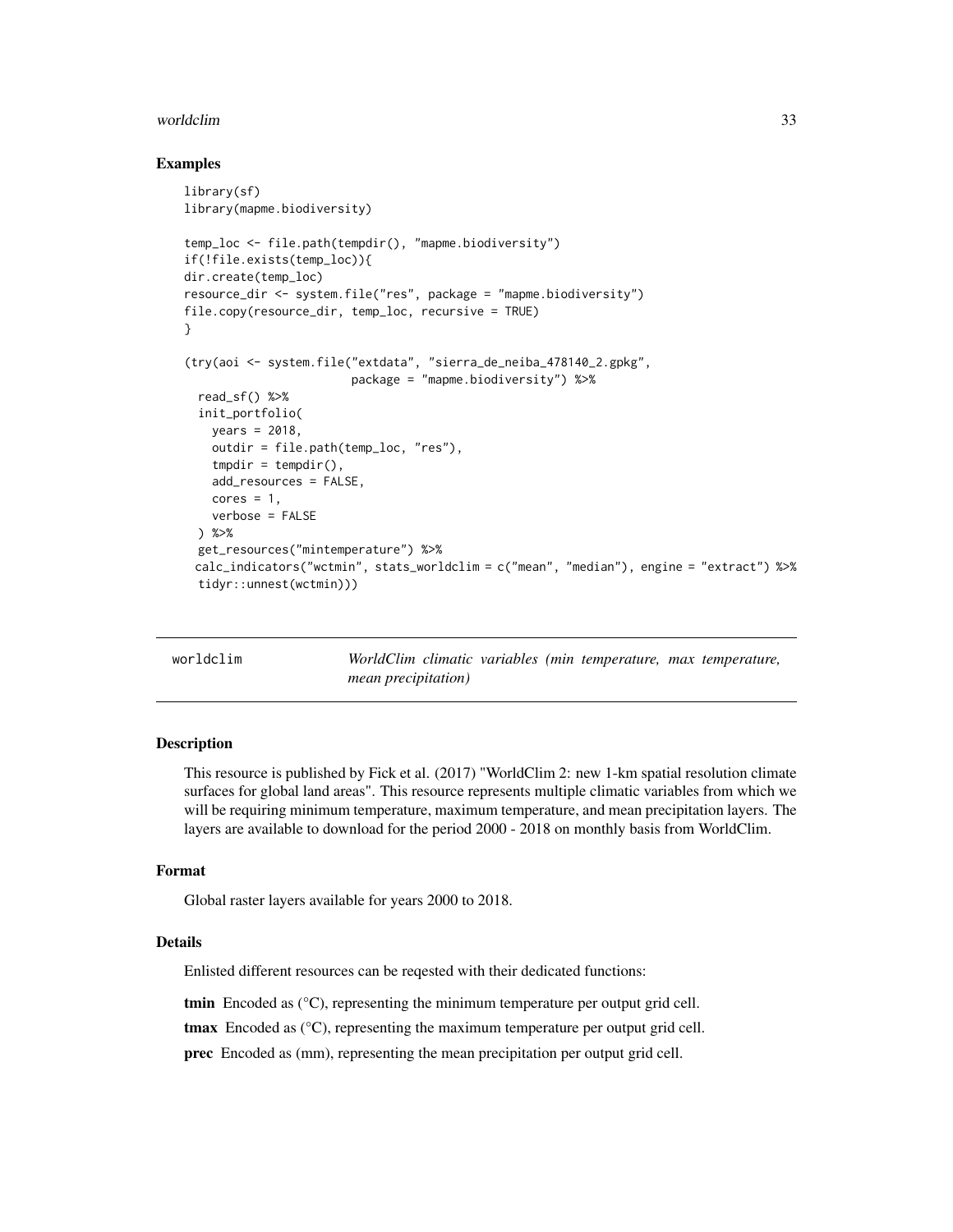## Examples

```
library(sf)
library(mapme.biodiversity)

temp_loc <- file.path(tempdir(), "mapme.biodiversity")
if(!file.exists(temp_loc)){
dir.create(temp_loc)
resource_dir <- system.file("res", package = "mapme.biodiversity")
file.copy(resource_dir, temp_loc, recursive = TRUE)
}

(try(aoi <- system.file("extdata", "sierra_de_neiba_478140_2.gpkg",
                        package = "mapme.biodiversity") %>%
  read_sf() %>%
  init_portfolio(
    years = 2018,
    outdir = file.path(temp_loc, "res"),
    tmpdir = tempdir(),
    add_resources = FALSE,
    cores = 1,
    verbose = FALSE
  ) %>%
  get_resources("mintemperature") %>%
  calc_indicators("wctmin", stats_worldclim = c("mean", "median"), engine = "extract") %>%
  tidyr::unnest(wctmin)))
```

---

# worldclim — *WorldClim climatic variables (min temperature, max temperature, mean precipitation)*

## Description

This resource is published by Fick et al. (2017) "WorldClim 2: new 1-km spatial resolution climate surfaces for global land areas". This resource represents multiple climatic variables from which we will be requiring minimum temperature, maximum temperature, and mean precipitation layers. The layers are available to download for the period 2000 - 2018 on monthly basis from WorldClim.

## Format

Global raster layers available for years 2000 to 2018.

## Details

Enlisted different resources can be reqested with their dedicated functions:

**tmin** Encoded as (°C), representing the minimum temperature per output grid cell.

**tmax** Encoded as (°C), representing the maximum temperature per output grid cell.

**prec** Encoded as (mm), representing the mean precipitation per output grid cell.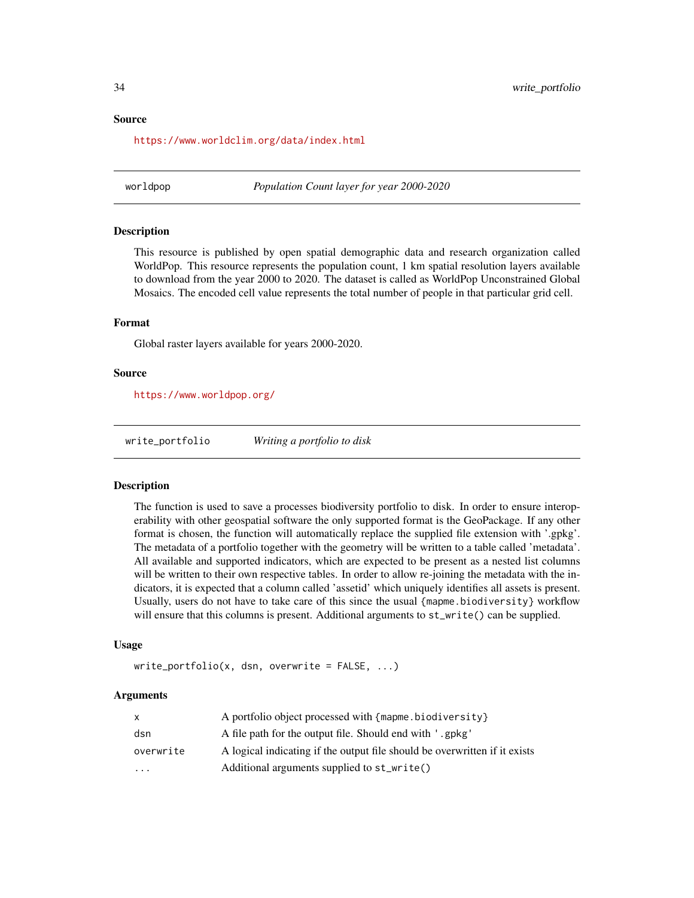### Source

https://www.worldclim.org/data/index.html

---

## worldpop — *Population Count layer for year 2000-2020*

### Description

This resource is published by open spatial demographic data and research organization called WorldPop. This resource represents the population count, 1 km spatial resolution layers available to download from the year 2000 to 2020. The dataset is called as WorldPop Unconstrained Global Mosaics. The encoded cell value represents the total number of people in that particular grid cell.

### Format

Global raster layers available for years 2000-2020.

### Source

https://www.worldpop.org/

---

## write_portfolio — *Writing a portfolio to disk*

### Description

The function is used to save a processes biodiversity portfolio to disk. In order to ensure interoperability with other geospatial software the only supported format is the GeoPackage. If any other format is chosen, the function will automatically replace the supplied file extension with '.gpkg'. The metadata of a portfolio together with the geometry will be written to a table called 'metadata'. All available and supported indicators, which are expected to be present as a nested list columns will be written to their own respective tables. In order to allow re-joining the metadata with the indicators, it is expected that a column called 'assetid' which uniquely identifies all assets is present. Usually, users do not have to take care of this since the usual `{mapme.biodiversity}` workflow will ensure that this columns is present. Additional arguments to `st_write()` can be supplied.

### Usage

```
write_portfolio(x, dsn, overwrite = FALSE, ...)
```

### Arguments

| | |
|---|---|
| `x` | A portfolio object processed with `{mapme.biodiversity}` |
| `dsn` | A file path for the output file. Should end with `'.gpkg'` |
| `overwrite` | A logical indicating if the output file should be overwritten if it exists |
| `...` | Additional arguments supplied to `st_write()` |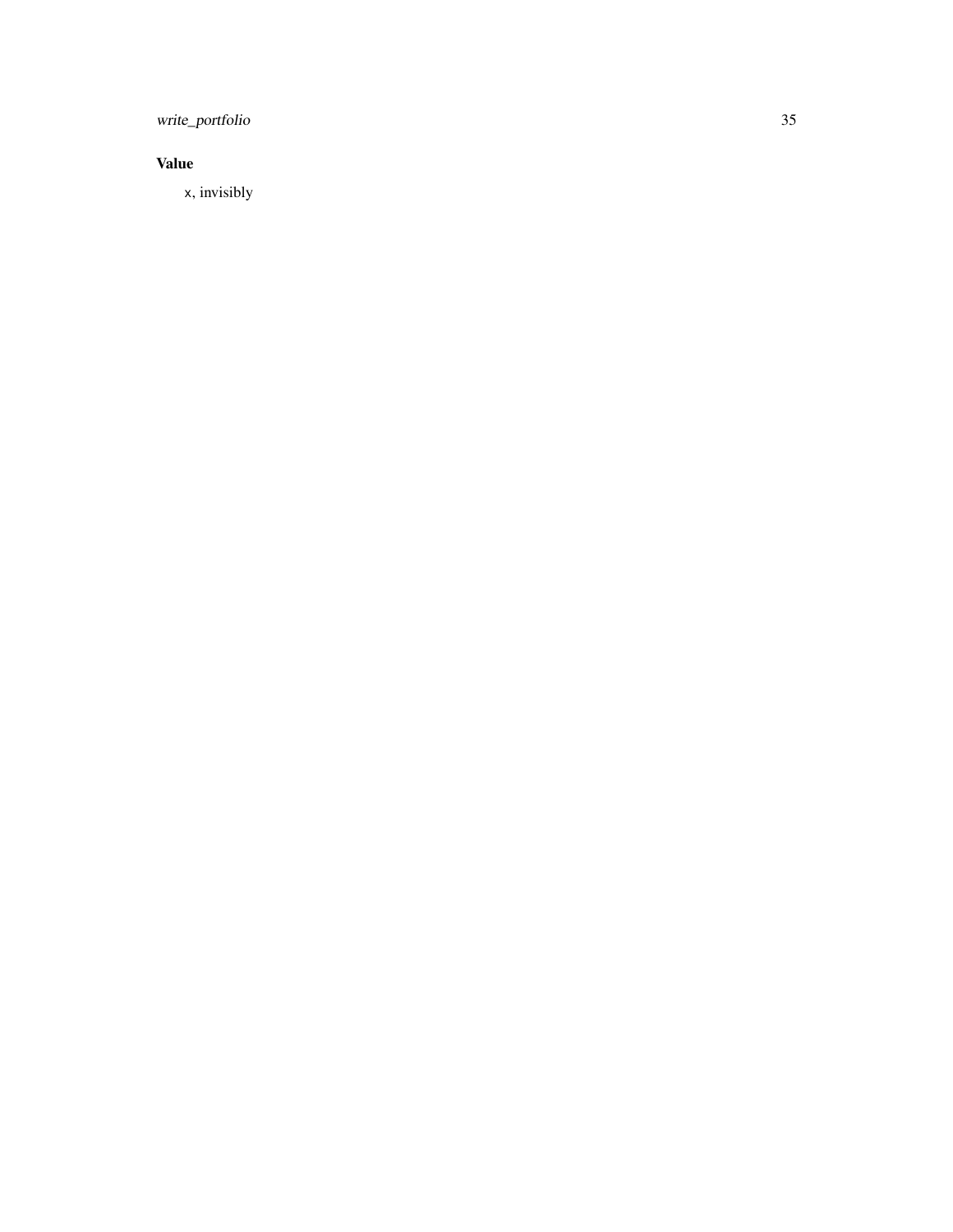### Value

`x`, invisibly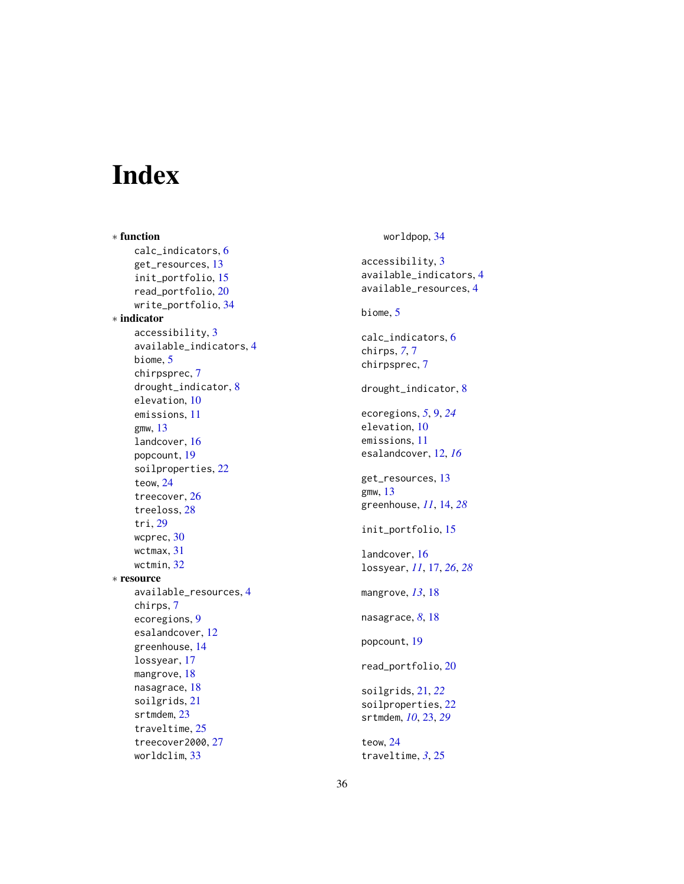# Index

∗ **function**
  calc_indicators, 6
  get_resources, 13
  init_portfolio, 15
  read_portfolio, 20
  write_portfolio, 34

∗ **indicator**
  accessibility, 3
  available_indicators, 4
  biome, 5
  chirpsprec, 7
  drought_indicator, 8
  elevation, 10
  emissions, 11
  gmw, 13
  landcover, 16
  popcount, 19
  soilproperties, 22
  teow, 24
  treecover, 26
  treeloss, 28
  tri, 29
  wcprec, 30
  wctmax, 31
  wctmin, 32

∗ **resource**
  available_resources, 4
  chirps, 7
  ecoregions, 9
  esalandcover, 12
  greenhouse, 14
  lossyear, 17
  mangrove, 18
  nasagrace, 18
  soilgrids, 21
  srtmdem, 23
  traveltime, 25
  treecover2000, 27
  worldclim, 33
  worldpop, 34

accessibility, 3
available_indicators, 4
available_resources, 4

biome, 5

calc_indicators, 6
chirps, *7*, 7
chirpsprec, 7

drought_indicator, 8

ecoregions, *5*, 9, *24*
elevation, 10
emissions, 11
esalandcover, 12, *16*

get_resources, 13
gmw, 13
greenhouse, *11*, 14, *28*

init_portfolio, 15

landcover, 16
lossyear, *11*, 17, *26*, *28*

mangrove, *13*, 18

nasagrace, *8*, 18

popcount, 19

read_portfolio, 20

soilgrids, 21, *22*
soilproperties, 22
srtmdem, *10*, 23, *29*

teow, 24
traveltime, *3*, 25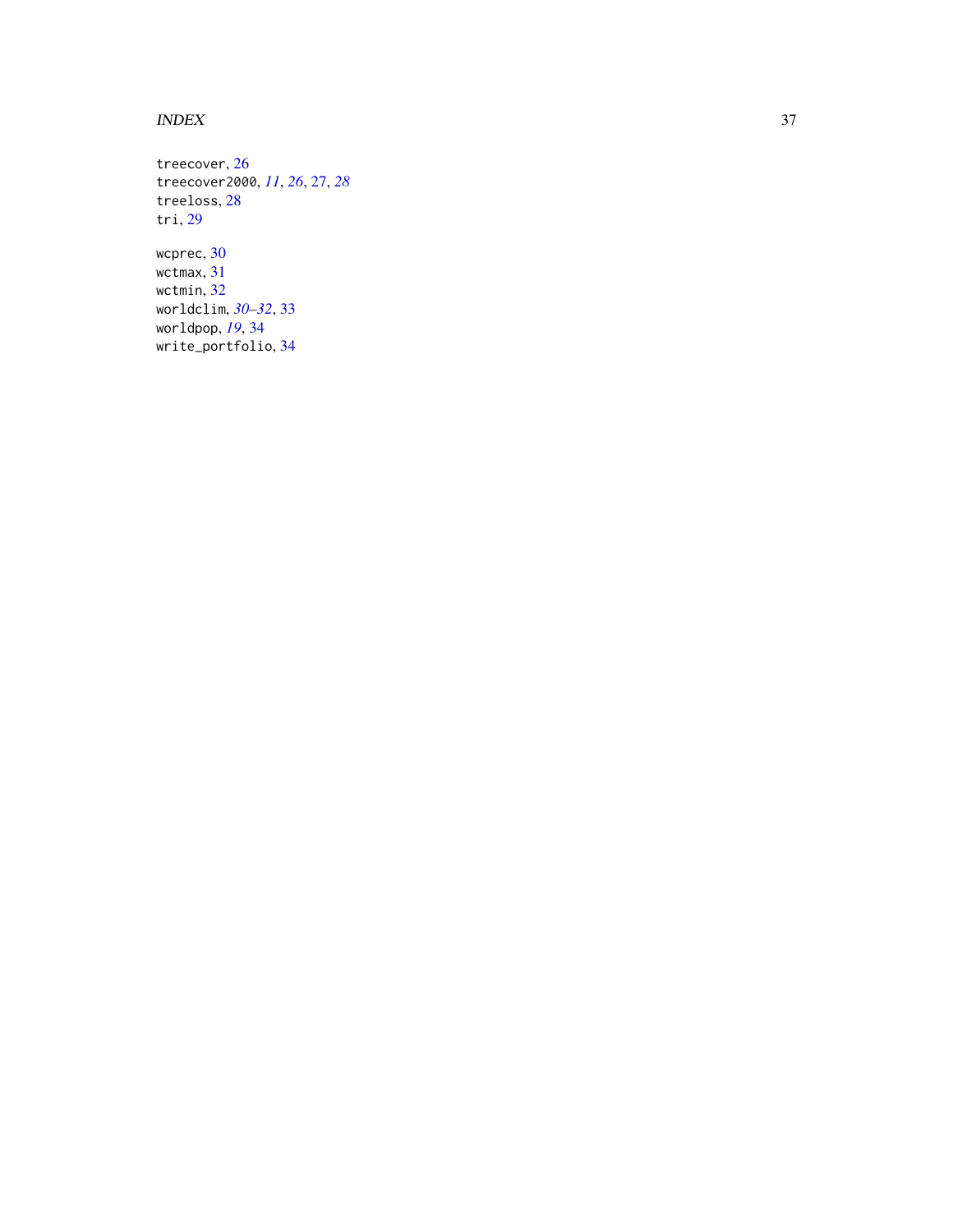treecover, 26
treecover2000, *11*, *26*, 27, *28*
treeloss, 28
tri, 29

wcprec, 30
wctmax, 31
wctmin, 32
worldclim, *30–32*, 33
worldpop, *19*, 34
write_portfolio, 34